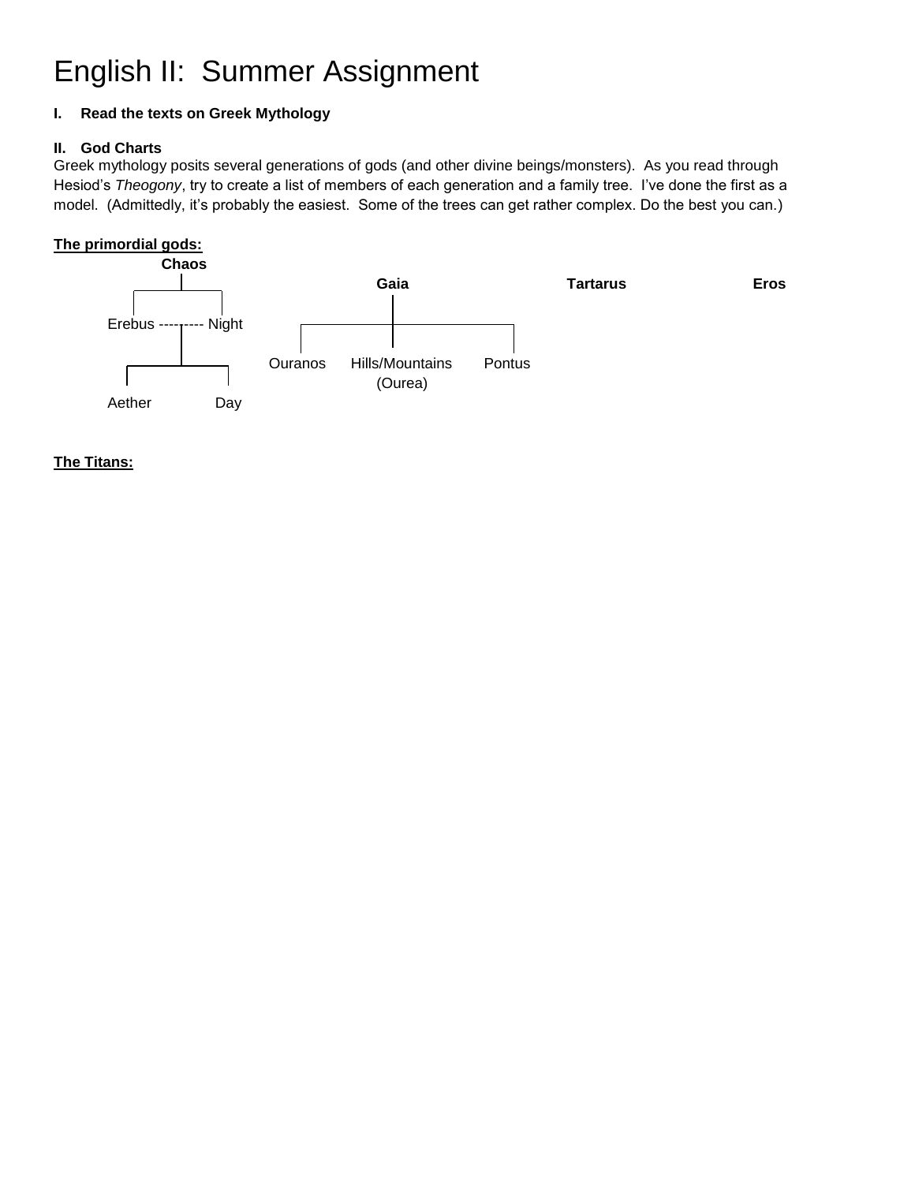# English II: Summer Assignment

**I. Read the texts on Greek Mythology**

**II. God Charts**

Greek mythology posits several generations of gods (and other divine beings/monsters). As you read through Hesiod's *Theogony*, try to create a list of members of each generation and a family tree. I've done the first as a model. (Admittedly, it's probably the easiest. Some of the trees can get rather complex. Do the best you can.)

**The primordial gods:**

**Chaos**
- Erebus --------- Night
  - Aether
  - Day

**Gaia**
- Ouranos
- Hills/Mountains (Ourea)
- Pontus

**Tartarus**

**Eros**

**The Titans:**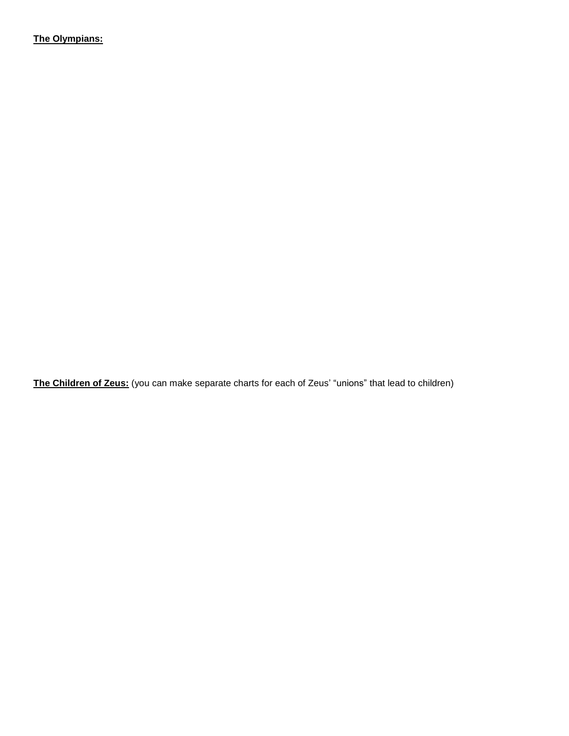**The Olympians:**

**The Children of Zeus:** (you can make separate charts for each of Zeus' "unions" that lead to children)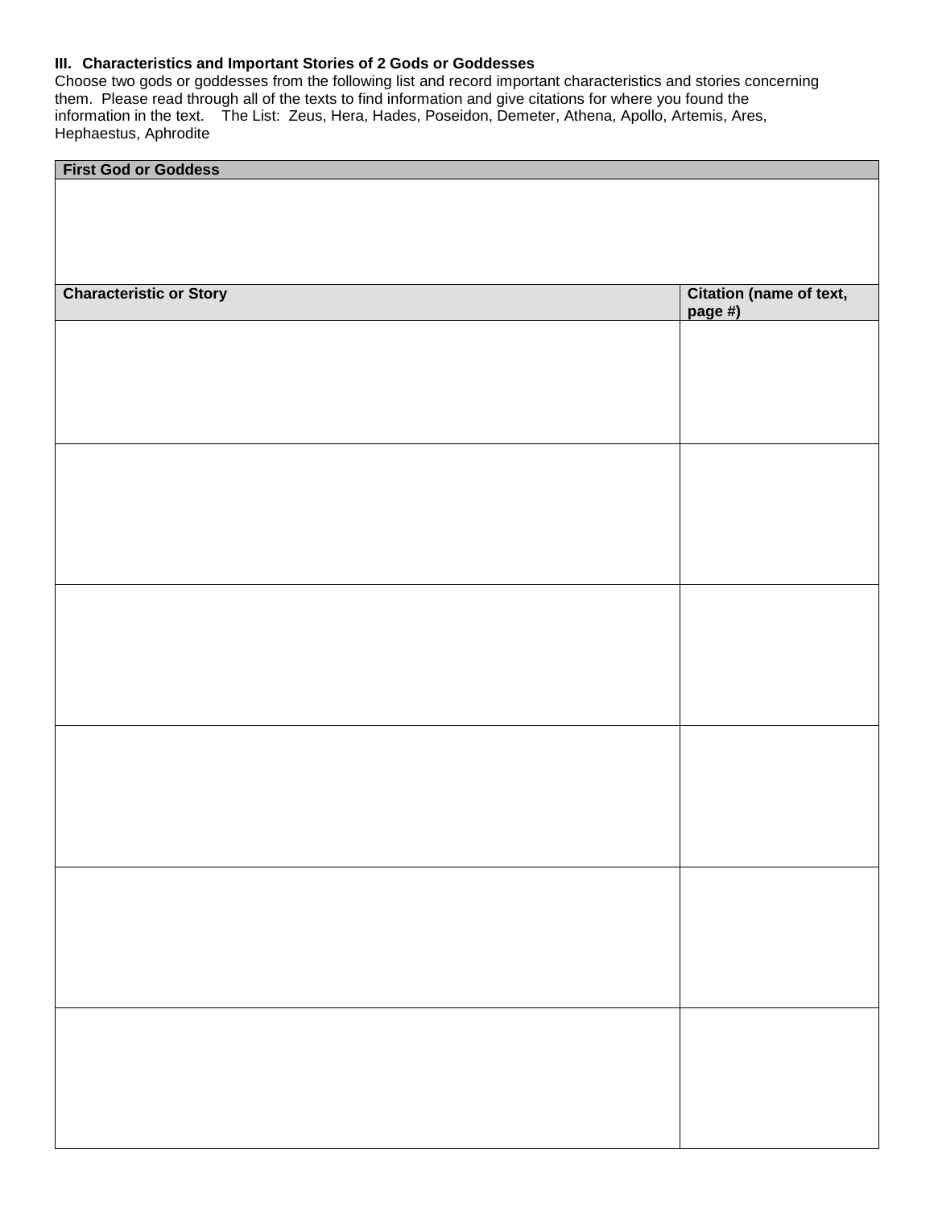**III. Characteristics and Important Stories of 2 Gods or Goddesses**

Choose two gods or goddesses from the following list and record important characteristics and stories concerning them. Please read through all of the texts to find information and give citations for where you found the information in the text. The List: Zeus, Hera, Hades, Poseidon, Demeter, Athena, Apollo, Artemis, Ares, Hephaestus, Aphrodite

| First God or Goddess | |
|---|---|
| | |
| **Characteristic or Story** | **Citation (name of text, page #)** |
| | |
| | |
| | |
| | |
| | |
| | |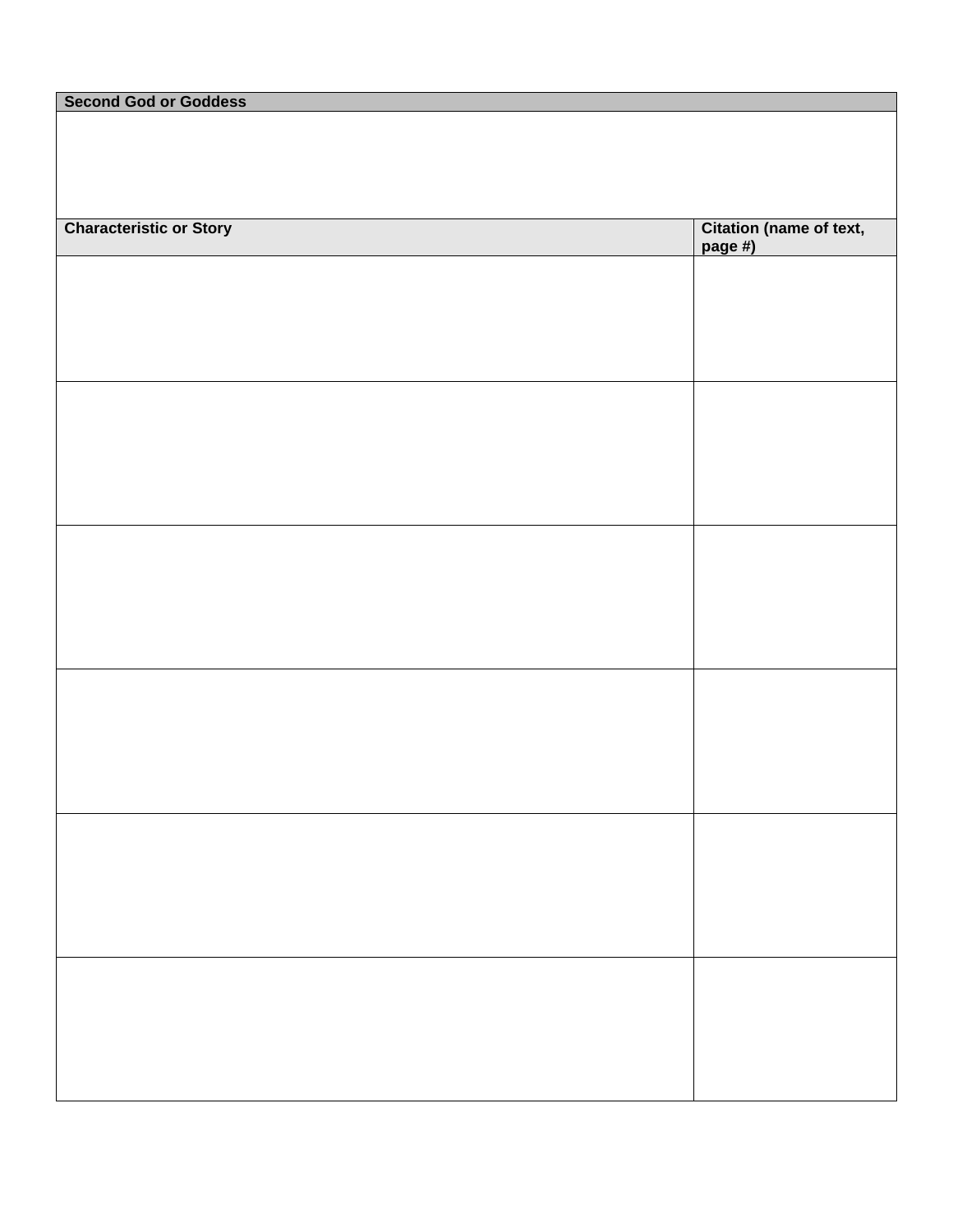| Second God or Goddess | |
|---|---|
| | |
| **Characteristic or Story** | **Citation (name of text, page #)** |
| | |
| | |
| | |
| | |
| | |
| | |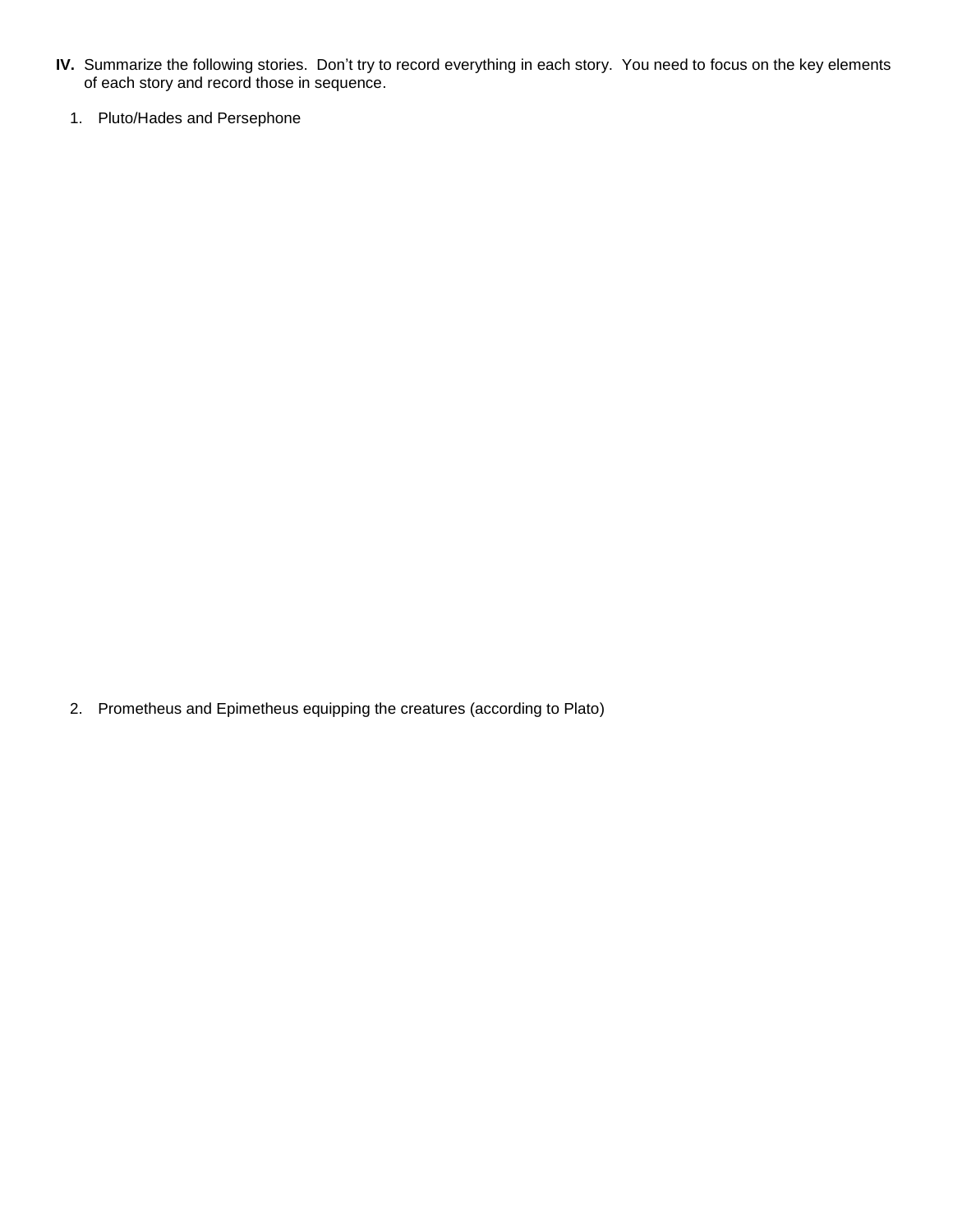**IV.** Summarize the following stories. Don't try to record everything in each story. You need to focus on the key elements of each story and record those in sequence.

1. Pluto/Hades and Persephone

2. Prometheus and Epimetheus equipping the creatures (according to Plato)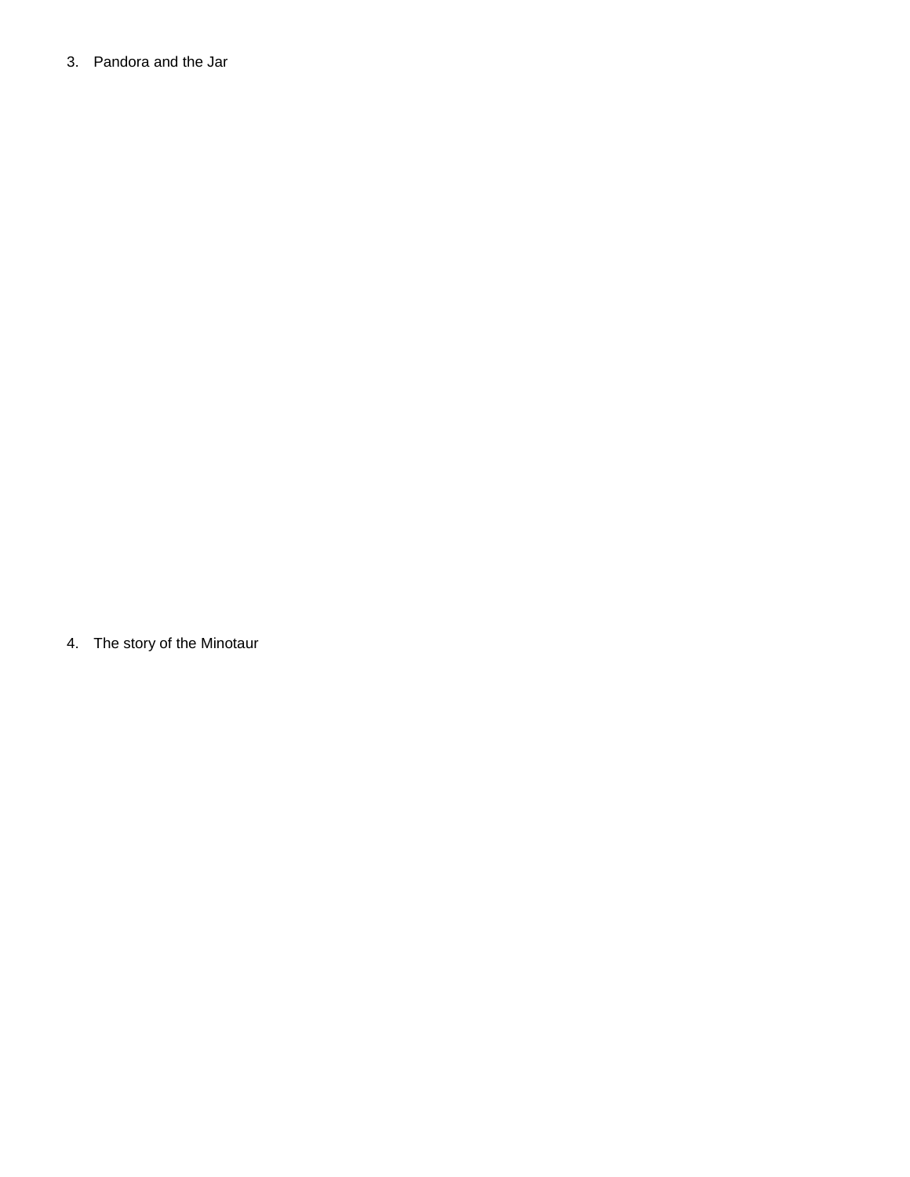3. Pandora and the Jar

4. The story of the Minotaur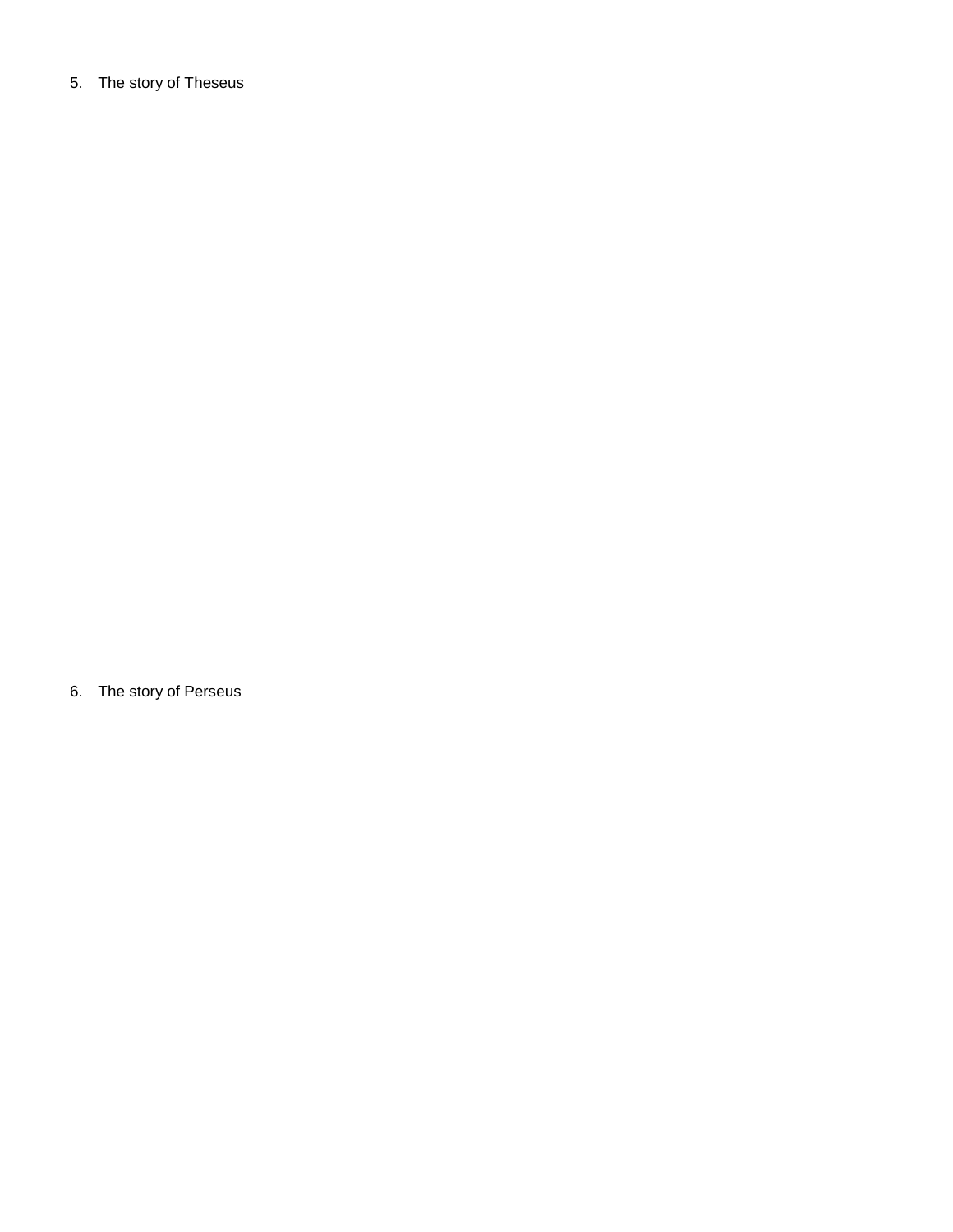5. The story of Theseus

6. The story of Perseus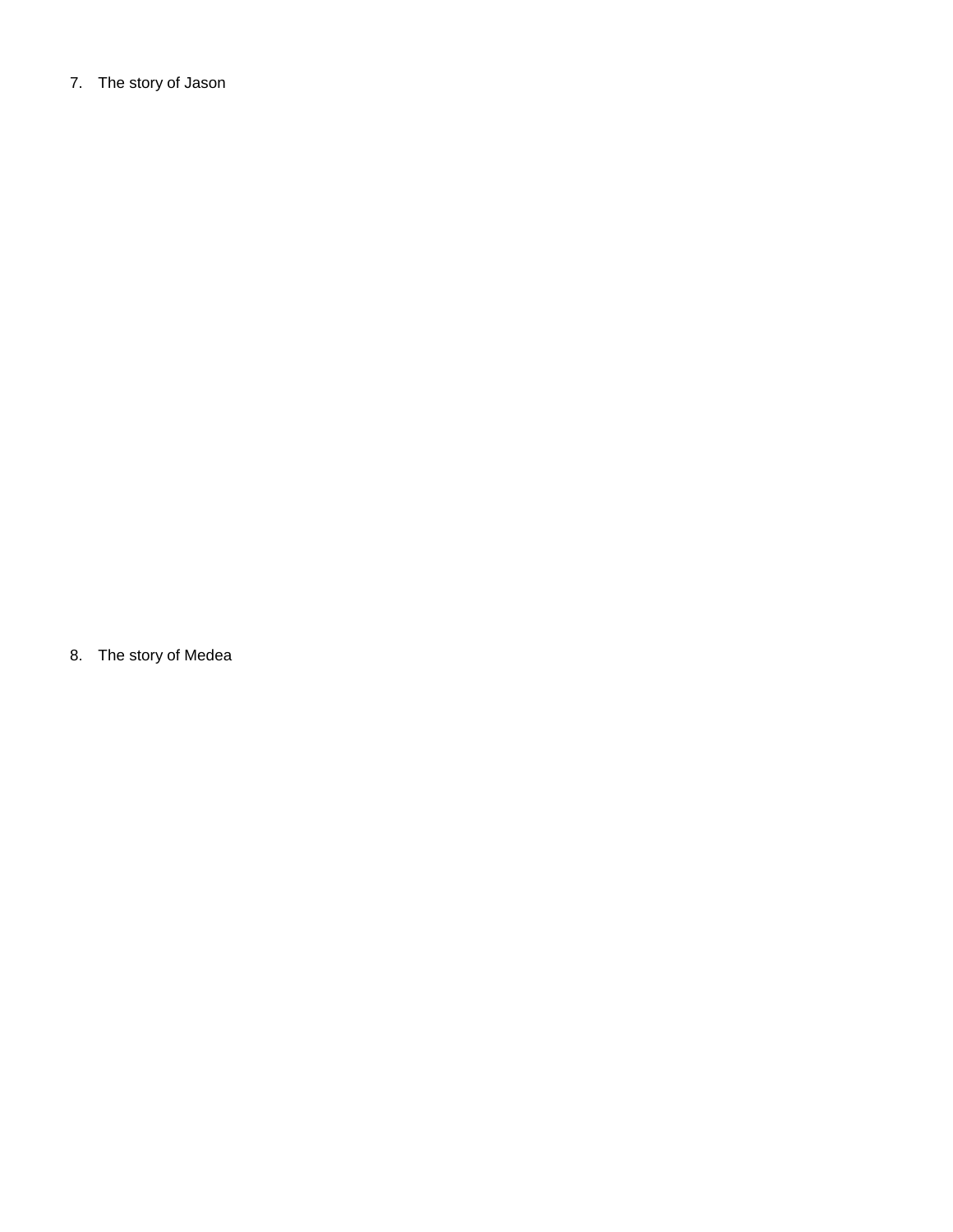7. The story of Jason

8. The story of Medea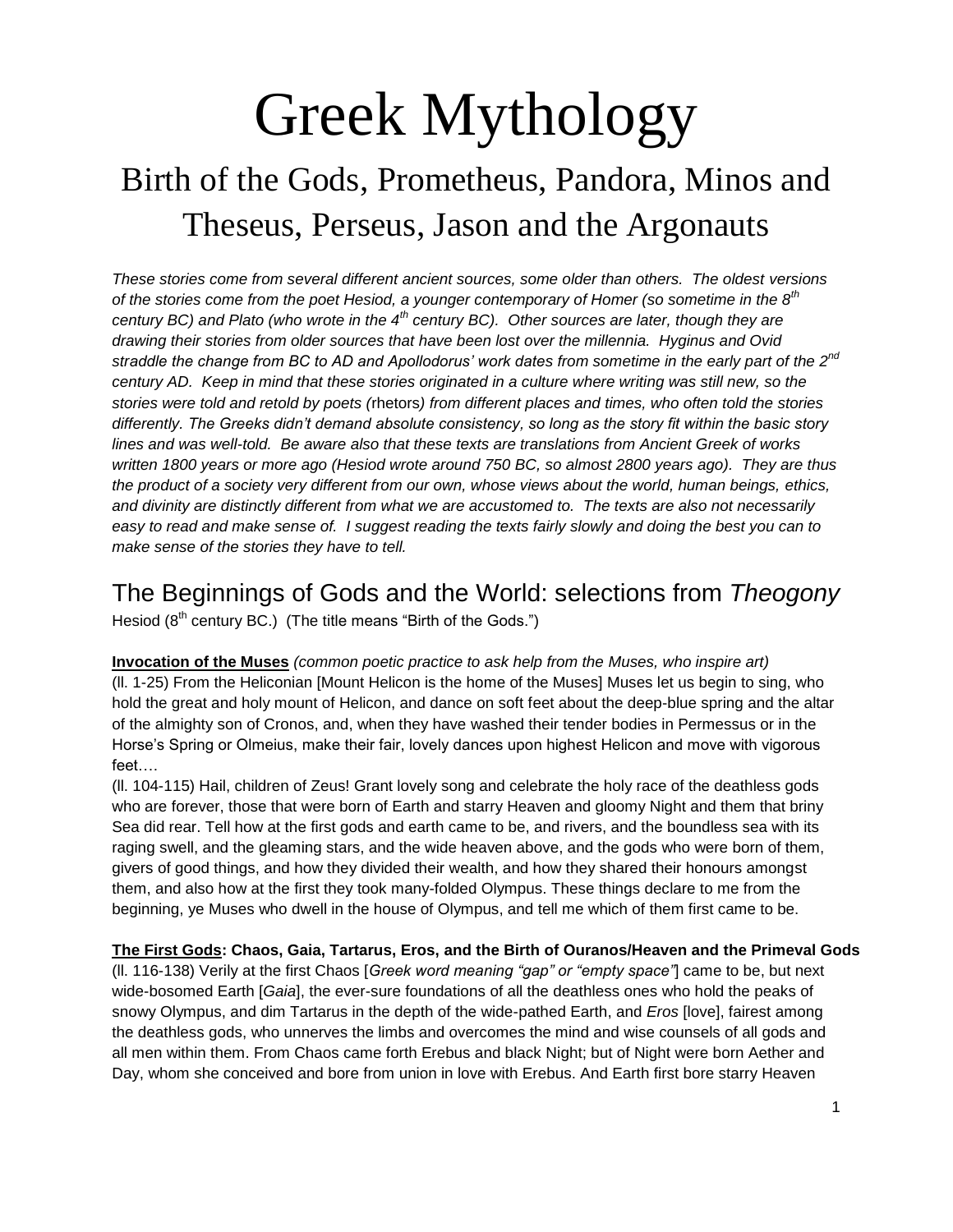# Greek Mythology

## Birth of the Gods, Prometheus, Pandora, Minos and Theseus, Perseus, Jason and the Argonauts

*These stories come from several different ancient sources, some older than others. The oldest versions of the stories come from the poet Hesiod, a younger contemporary of Homer (so sometime in the 8th century BC) and Plato (who wrote in the 4th century BC). Other sources are later, though they are drawing their stories from older sources that have been lost over the millennia. Hyginus and Ovid straddle the change from BC to AD and Apollodorus' work dates from sometime in the early part of the 2nd century AD. Keep in mind that these stories originated in a culture where writing was still new, so the stories were told and retold by poets (*rhetors*) from different places and times, who often told the stories differently. The Greeks didn't demand absolute consistency, so long as the story fit within the basic story lines and was well-told. Be aware also that these texts are translations from Ancient Greek of works written 1800 years or more ago (Hesiod wrote around 750 BC, so almost 2800 years ago). They are thus the product of a society very different from our own, whose views about the world, human beings, ethics, and divinity are distinctly different from what we are accustomed to. The texts are also not necessarily easy to read and make sense of. I suggest reading the texts fairly slowly and doing the best you can to make sense of the stories they have to tell.*

## The Beginnings of Gods and the World: selections from *Theogony*

Hesiod (8th century BC.) (The title means "Birth of the Gods.")

**Invocation of the Muses** *(common poetic practice to ask help from the Muses, who inspire art)*
(ll. 1-25) From the Heliconian [Mount Helicon is the home of the Muses] Muses let us begin to sing, who hold the great and holy mount of Helicon, and dance on soft feet about the deep-blue spring and the altar of the almighty son of Cronos, and, when they have washed their tender bodies in Permessus or in the Horse's Spring or Olmeius, make their fair, lovely dances upon highest Helicon and move with vigorous feet….

(ll. 104-115) Hail, children of Zeus! Grant lovely song and celebrate the holy race of the deathless gods who are forever, those that were born of Earth and starry Heaven and gloomy Night and them that briny Sea did rear. Tell how at the first gods and earth came to be, and rivers, and the boundless sea with its raging swell, and the gleaming stars, and the wide heaven above, and the gods who were born of them, givers of good things, and how they divided their wealth, and how they shared their honours amongst them, and also how at the first they took many-folded Olympus. These things declare to me from the beginning, ye Muses who dwell in the house of Olympus, and tell me which of them first came to be.

**The First Gods: Chaos, Gaia, Tartarus, Eros, and the Birth of Ouranos/Heaven and the Primeval Gods**
(ll. 116-138) Verily at the first Chaos [*Greek word meaning "gap" or "empty space"*] came to be, but next wide-bosomed Earth [*Gaia*], the ever-sure foundations of all the deathless ones who hold the peaks of snowy Olympus, and dim Tartarus in the depth of the wide-pathed Earth, and *Eros* [love], fairest among the deathless gods, who unnerves the limbs and overcomes the mind and wise counsels of all gods and all men within them. From Chaos came forth Erebus and black Night; but of Night were born Aether and Day, whom she conceived and bore from union in love with Erebus. And Earth first bore starry Heaven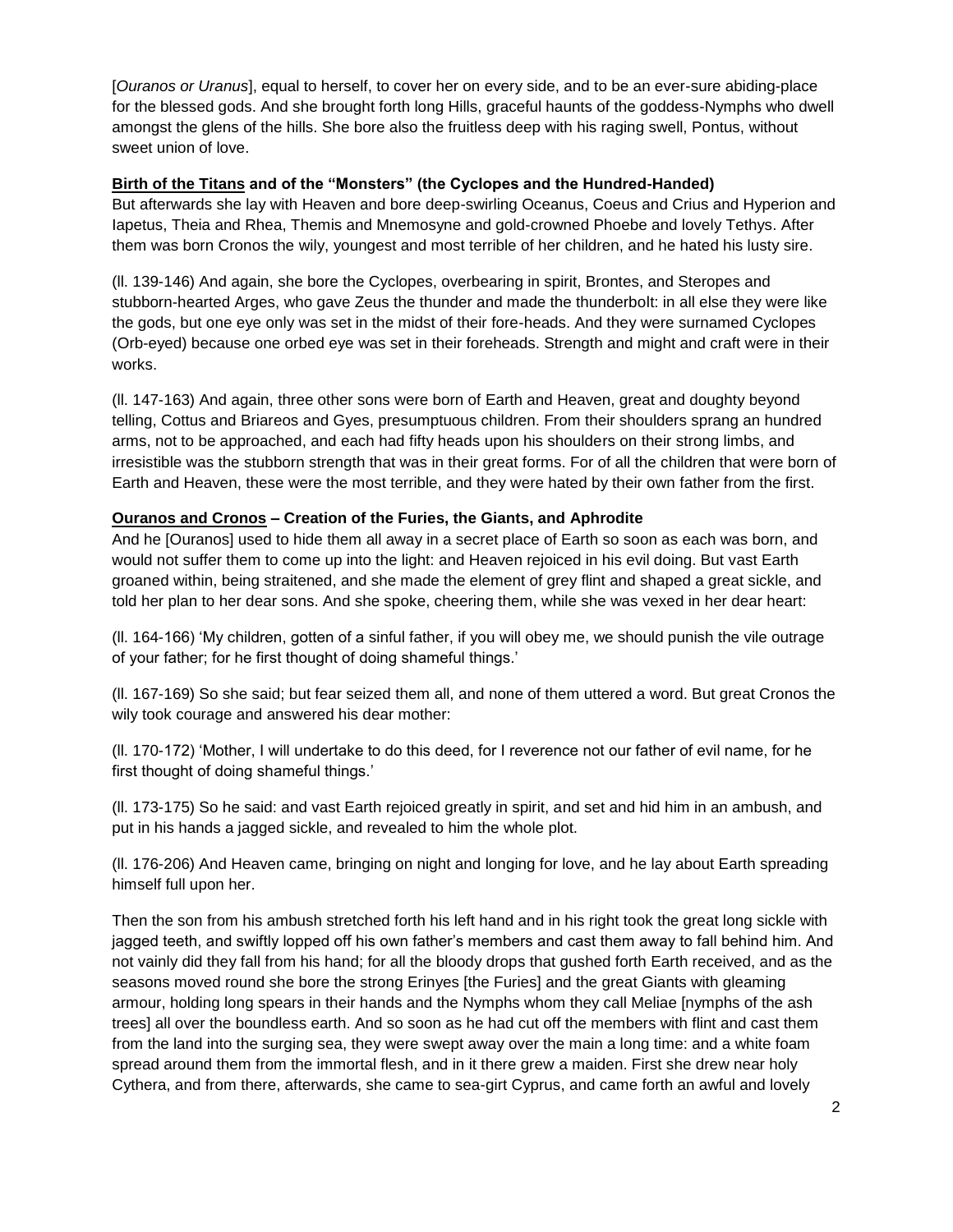[*Ouranos or Uranus*], equal to herself, to cover her on every side, and to be an ever-sure abiding-place for the blessed gods. And she brought forth long Hills, graceful haunts of the goddess-Nymphs who dwell amongst the glens of the hills. She bore also the fruitless deep with his raging swell, Pontus, without sweet union of love.

**<u>Birth of the Titans</u> and of the "Monsters" (the Cyclopes and the Hundred-Handed)**

But afterwards she lay with Heaven and bore deep-swirling Oceanus, Coeus and Crius and Hyperion and Iapetus, Theia and Rhea, Themis and Mnemosyne and gold-crowned Phoebe and lovely Tethys. After them was born Cronos the wily, youngest and most terrible of her children, and he hated his lusty sire.

(ll. 139-146) And again, she bore the Cyclopes, overbearing in spirit, Brontes, and Steropes and stubborn-hearted Arges, who gave Zeus the thunder and made the thunderbolt: in all else they were like the gods, but one eye only was set in the midst of their fore-heads. And they were surnamed Cyclopes (Orb-eyed) because one orbed eye was set in their foreheads. Strength and might and craft were in their works.

(ll. 147-163) And again, three other sons were born of Earth and Heaven, great and doughty beyond telling, Cottus and Briareos and Gyes, presumptuous children. From their shoulders sprang an hundred arms, not to be approached, and each had fifty heads upon his shoulders on their strong limbs, and irresistible was the stubborn strength that was in their great forms. For of all the children that were born of Earth and Heaven, these were the most terrible, and they were hated by their own father from the first.

**<u>Ouranos and Cronos</u> – Creation of the Furies, the Giants, and Aphrodite**

And he [Ouranos] used to hide them all away in a secret place of Earth so soon as each was born, and would not suffer them to come up into the light: and Heaven rejoiced in his evil doing. But vast Earth groaned within, being straitened, and she made the element of grey flint and shaped a great sickle, and told her plan to her dear sons. And she spoke, cheering them, while she was vexed in her dear heart:

(ll. 164-166) 'My children, gotten of a sinful father, if you will obey me, we should punish the vile outrage of your father; for he first thought of doing shameful things.'

(ll. 167-169) So she said; but fear seized them all, and none of them uttered a word. But great Cronos the wily took courage and answered his dear mother:

(ll. 170-172) 'Mother, I will undertake to do this deed, for I reverence not our father of evil name, for he first thought of doing shameful things.'

(ll. 173-175) So he said: and vast Earth rejoiced greatly in spirit, and set and hid him in an ambush, and put in his hands a jagged sickle, and revealed to him the whole plot.

(ll. 176-206) And Heaven came, bringing on night and longing for love, and he lay about Earth spreading himself full upon her.

Then the son from his ambush stretched forth his left hand and in his right took the great long sickle with jagged teeth, and swiftly lopped off his own father's members and cast them away to fall behind him. And not vainly did they fall from his hand; for all the bloody drops that gushed forth Earth received, and as the seasons moved round she bore the strong Erinyes [the Furies] and the great Giants with gleaming armour, holding long spears in their hands and the Nymphs whom they call Meliae [nymphs of the ash trees] all over the boundless earth. And so soon as he had cut off the members with flint and cast them from the land into the surging sea, they were swept away over the main a long time: and a white foam spread around them from the immortal flesh, and in it there grew a maiden. First she drew near holy Cythera, and from there, afterwards, she came to sea-girt Cyprus, and came forth an awful and lovely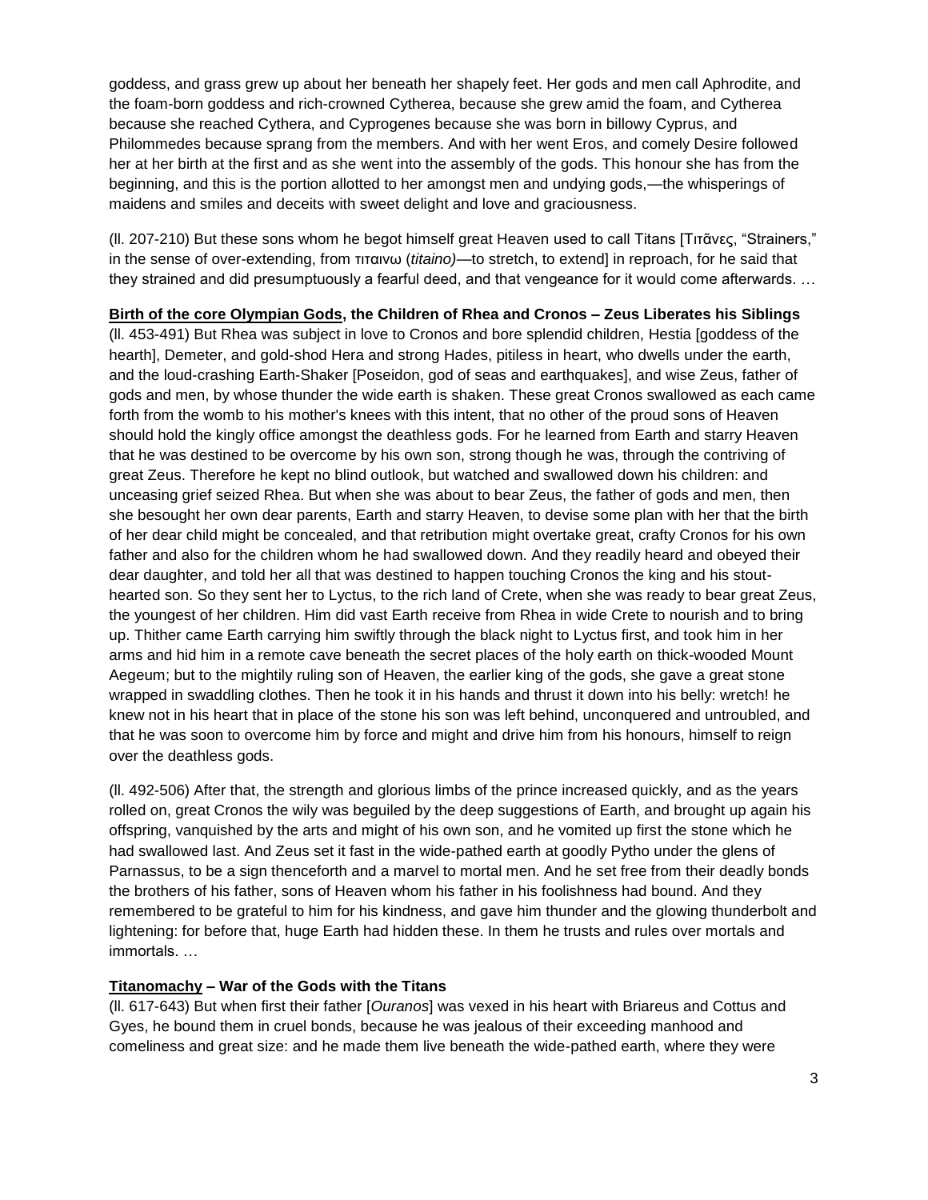goddess, and grass grew up about her beneath her shapely feet. Her gods and men call Aphrodite, and the foam-born goddess and rich-crowned Cytherea, because she grew amid the foam, and Cytherea because she reached Cythera, and Cyprogenes because she was born in billowy Cyprus, and Philommedes because sprang from the members. And with her went Eros, and comely Desire followed her at her birth at the first and as she went into the assembly of the gods. This honour she has from the beginning, and this is the portion allotted to her amongst men and undying gods,—the whisperings of maidens and smiles and deceits with sweet delight and love and graciousness.

(ll. 207-210) But these sons whom he begot himself great Heaven used to call Titans [Τιτᾶνες, "Strainers," in the sense of over-extending, from τιταινω (*titaino)*—to stretch, to extend] in reproach, for he said that they strained and did presumptuously a fearful deed, and that vengeance for it would come afterwards. …

**Birth of the core Olympian Gods, the Children of Rhea and Cronos – Zeus Liberates his Siblings**

(ll. 453-491) But Rhea was subject in love to Cronos and bore splendid children, Hestia [goddess of the hearth], Demeter, and gold-shod Hera and strong Hades, pitiless in heart, who dwells under the earth, and the loud-crashing Earth-Shaker [Poseidon, god of seas and earthquakes], and wise Zeus, father of gods and men, by whose thunder the wide earth is shaken. These great Cronos swallowed as each came forth from the womb to his mother's knees with this intent, that no other of the proud sons of Heaven should hold the kingly office amongst the deathless gods. For he learned from Earth and starry Heaven that he was destined to be overcome by his own son, strong though he was, through the contriving of great Zeus. Therefore he kept no blind outlook, but watched and swallowed down his children: and unceasing grief seized Rhea. But when she was about to bear Zeus, the father of gods and men, then she besought her own dear parents, Earth and starry Heaven, to devise some plan with her that the birth of her dear child might be concealed, and that retribution might overtake great, crafty Cronos for his own father and also for the children whom he had swallowed down. And they readily heard and obeyed their dear daughter, and told her all that was destined to happen touching Cronos the king and his stout-hearted son. So they sent her to Lyctus, to the rich land of Crete, when she was ready to bear great Zeus, the youngest of her children. Him did vast Earth receive from Rhea in wide Crete to nourish and to bring up. Thither came Earth carrying him swiftly through the black night to Lyctus first, and took him in her arms and hid him in a remote cave beneath the secret places of the holy earth on thick-wooded Mount Aegeum; but to the mightily ruling son of Heaven, the earlier king of the gods, she gave a great stone wrapped in swaddling clothes. Then he took it in his hands and thrust it down into his belly: wretch! he knew not in his heart that in place of the stone his son was left behind, unconquered and untroubled, and that he was soon to overcome him by force and might and drive him from his honours, himself to reign over the deathless gods.

(ll. 492-506) After that, the strength and glorious limbs of the prince increased quickly, and as the years rolled on, great Cronos the wily was beguiled by the deep suggestions of Earth, and brought up again his offspring, vanquished by the arts and might of his own son, and he vomited up first the stone which he had swallowed last. And Zeus set it fast in the wide-pathed earth at goodly Pytho under the glens of Parnassus, to be a sign thenceforth and a marvel to mortal men. And he set free from their deadly bonds the brothers of his father, sons of Heaven whom his father in his foolishness had bound. And they remembered to be grateful to him for his kindness, and gave him thunder and the glowing thunderbolt and lightening: for before that, huge Earth had hidden these. In them he trusts and rules over mortals and immortals. …

**Titanomachy – War of the Gods with the Titans**

(ll. 617-643) But when first their father [*Ouranos*] was vexed in his heart with Briareus and Cottus and Gyes, he bound them in cruel bonds, because he was jealous of their exceeding manhood and comeliness and great size: and he made them live beneath the wide-pathed earth, where they were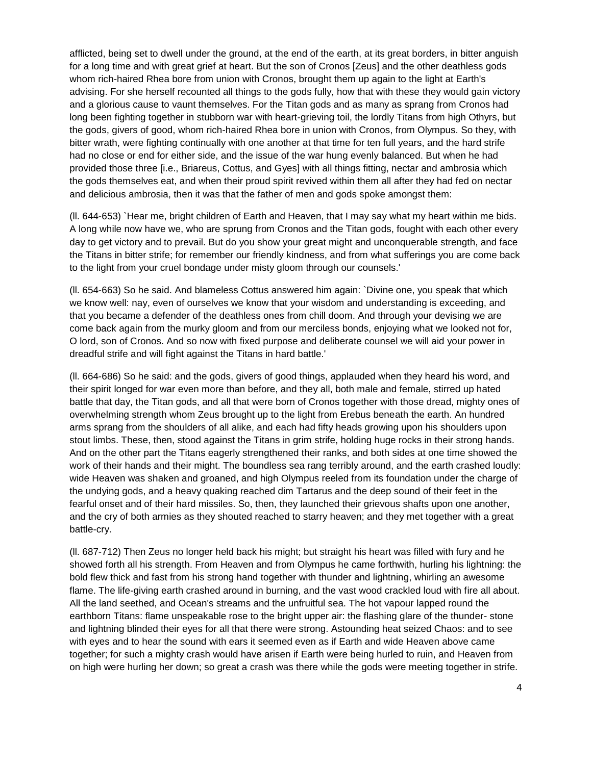afflicted, being set to dwell under the ground, at the end of the earth, at its great borders, in bitter anguish for a long time and with great grief at heart. But the son of Cronos [Zeus] and the other deathless gods whom rich-haired Rhea bore from union with Cronos, brought them up again to the light at Earth's advising. For she herself recounted all things to the gods fully, how that with these they would gain victory and a glorious cause to vaunt themselves. For the Titan gods and as many as sprang from Cronos had long been fighting together in stubborn war with heart-grieving toil, the lordly Titans from high Othyrs, but the gods, givers of good, whom rich-haired Rhea bore in union with Cronos, from Olympus. So they, with bitter wrath, were fighting continually with one another at that time for ten full years, and the hard strife had no close or end for either side, and the issue of the war hung evenly balanced. But when he had provided those three [i.e., Briareus, Cottus, and Gyes] with all things fitting, nectar and ambrosia which the gods themselves eat, and when their proud spirit revived within them all after they had fed on nectar and delicious ambrosia, then it was that the father of men and gods spoke amongst them:

(ll. 644-653) `Hear me, bright children of Earth and Heaven, that I may say what my heart within me bids. A long while now have we, who are sprung from Cronos and the Titan gods, fought with each other every day to get victory and to prevail. But do you show your great might and unconquerable strength, and face the Titans in bitter strife; for remember our friendly kindness, and from what sufferings you are come back to the light from your cruel bondage under misty gloom through our counsels.'

(ll. 654-663) So he said. And blameless Cottus answered him again: `Divine one, you speak that which we know well: nay, even of ourselves we know that your wisdom and understanding is exceeding, and that you became a defender of the deathless ones from chill doom. And through your devising we are come back again from the murky gloom and from our merciless bonds, enjoying what we looked not for, O lord, son of Cronos. And so now with fixed purpose and deliberate counsel we will aid your power in dreadful strife and will fight against the Titans in hard battle.'

(ll. 664-686) So he said: and the gods, givers of good things, applauded when they heard his word, and their spirit longed for war even more than before, and they all, both male and female, stirred up hated battle that day, the Titan gods, and all that were born of Cronos together with those dread, mighty ones of overwhelming strength whom Zeus brought up to the light from Erebus beneath the earth. An hundred arms sprang from the shoulders of all alike, and each had fifty heads growing upon his shoulders upon stout limbs. These, then, stood against the Titans in grim strife, holding huge rocks in their strong hands. And on the other part the Titans eagerly strengthened their ranks, and both sides at one time showed the work of their hands and their might. The boundless sea rang terribly around, and the earth crashed loudly: wide Heaven was shaken and groaned, and high Olympus reeled from its foundation under the charge of the undying gods, and a heavy quaking reached dim Tartarus and the deep sound of their feet in the fearful onset and of their hard missiles. So, then, they launched their grievous shafts upon one another, and the cry of both armies as they shouted reached to starry heaven; and they met together with a great battle-cry.

(ll. 687-712) Then Zeus no longer held back his might; but straight his heart was filled with fury and he showed forth all his strength. From Heaven and from Olympus he came forthwith, hurling his lightning: the bold flew thick and fast from his strong hand together with thunder and lightning, whirling an awesome flame. The life-giving earth crashed around in burning, and the vast wood crackled loud with fire all about. All the land seethed, and Ocean's streams and the unfruitful sea. The hot vapour lapped round the earthborn Titans: flame unspeakable rose to the bright upper air: the flashing glare of the thunder- stone and lightning blinded their eyes for all that there were strong. Astounding heat seized Chaos: and to see with eyes and to hear the sound with ears it seemed even as if Earth and wide Heaven above came together; for such a mighty crash would have arisen if Earth were being hurled to ruin, and Heaven from on high were hurling her down; so great a crash was there while the gods were meeting together in strife.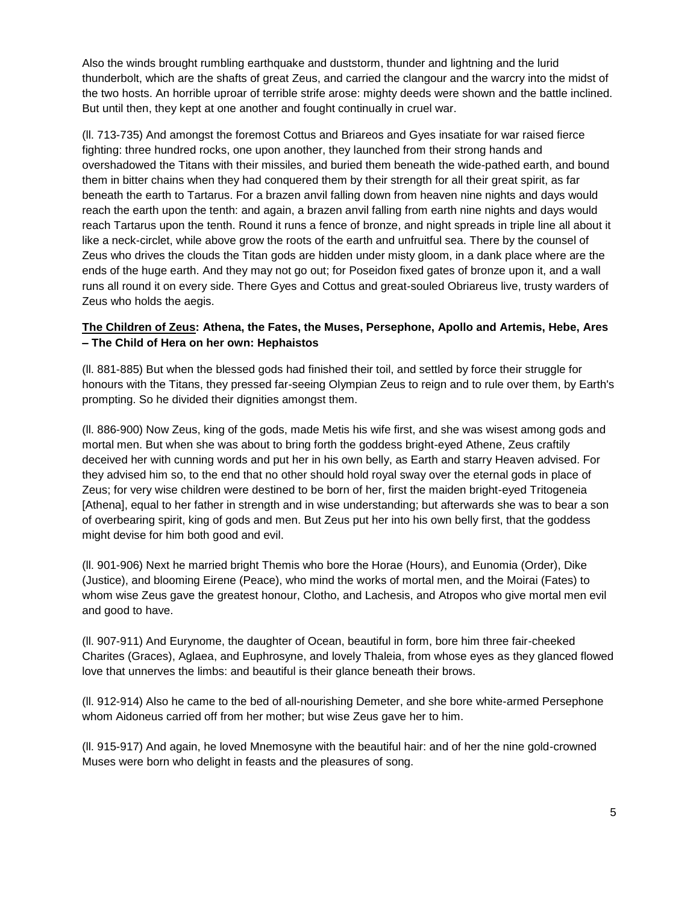Also the winds brought rumbling earthquake and duststorm, thunder and lightning and the lurid thunderbolt, which are the shafts of great Zeus, and carried the clangour and the warcry into the midst of the two hosts. An horrible uproar of terrible strife arose: mighty deeds were shown and the battle inclined. But until then, they kept at one another and fought continually in cruel war.

(ll. 713-735) And amongst the foremost Cottus and Briareos and Gyes insatiate for war raised fierce fighting: three hundred rocks, one upon another, they launched from their strong hands and overshadowed the Titans with their missiles, and buried them beneath the wide-pathed earth, and bound them in bitter chains when they had conquered them by their strength for all their great spirit, as far beneath the earth to Tartarus. For a brazen anvil falling down from heaven nine nights and days would reach the earth upon the tenth: and again, a brazen anvil falling from earth nine nights and days would reach Tartarus upon the tenth. Round it runs a fence of bronze, and night spreads in triple line all about it like a neck-circlet, while above grow the roots of the earth and unfruitful sea. There by the counsel of Zeus who drives the clouds the Titan gods are hidden under misty gloom, in a dank place where are the ends of the huge earth. And they may not go out; for Poseidon fixed gates of bronze upon it, and a wall runs all round it on every side. There Gyes and Cottus and great-souled Obriareus live, trusty warders of Zeus who holds the aegis.

**The Children of Zeus: Athena, the Fates, the Muses, Persephone, Apollo and Artemis, Hebe, Ares – The Child of Hera on her own: Hephaistos**

(ll. 881-885) But when the blessed gods had finished their toil, and settled by force their struggle for honours with the Titans, they pressed far-seeing Olympian Zeus to reign and to rule over them, by Earth's prompting. So he divided their dignities amongst them.

(ll. 886-900) Now Zeus, king of the gods, made Metis his wife first, and she was wisest among gods and mortal men. But when she was about to bring forth the goddess bright-eyed Athene, Zeus craftily deceived her with cunning words and put her in his own belly, as Earth and starry Heaven advised. For they advised him so, to the end that no other should hold royal sway over the eternal gods in place of Zeus; for very wise children were destined to be born of her, first the maiden bright-eyed Tritogeneia [Athena], equal to her father in strength and in wise understanding; but afterwards she was to bear a son of overbearing spirit, king of gods and men. But Zeus put her into his own belly first, that the goddess might devise for him both good and evil.

(ll. 901-906) Next he married bright Themis who bore the Horae (Hours), and Eunomia (Order), Dike (Justice), and blooming Eirene (Peace), who mind the works of mortal men, and the Moirai (Fates) to whom wise Zeus gave the greatest honour, Clotho, and Lachesis, and Atropos who give mortal men evil and good to have.

(ll. 907-911) And Eurynome, the daughter of Ocean, beautiful in form, bore him three fair-cheeked Charites (Graces), Aglaea, and Euphrosyne, and lovely Thaleia, from whose eyes as they glanced flowed love that unnerves the limbs: and beautiful is their glance beneath their brows.

(ll. 912-914) Also he came to the bed of all-nourishing Demeter, and she bore white-armed Persephone whom Aidoneus carried off from her mother; but wise Zeus gave her to him.

(ll. 915-917) And again, he loved Mnemosyne with the beautiful hair: and of her the nine gold-crowned Muses were born who delight in feasts and the pleasures of song.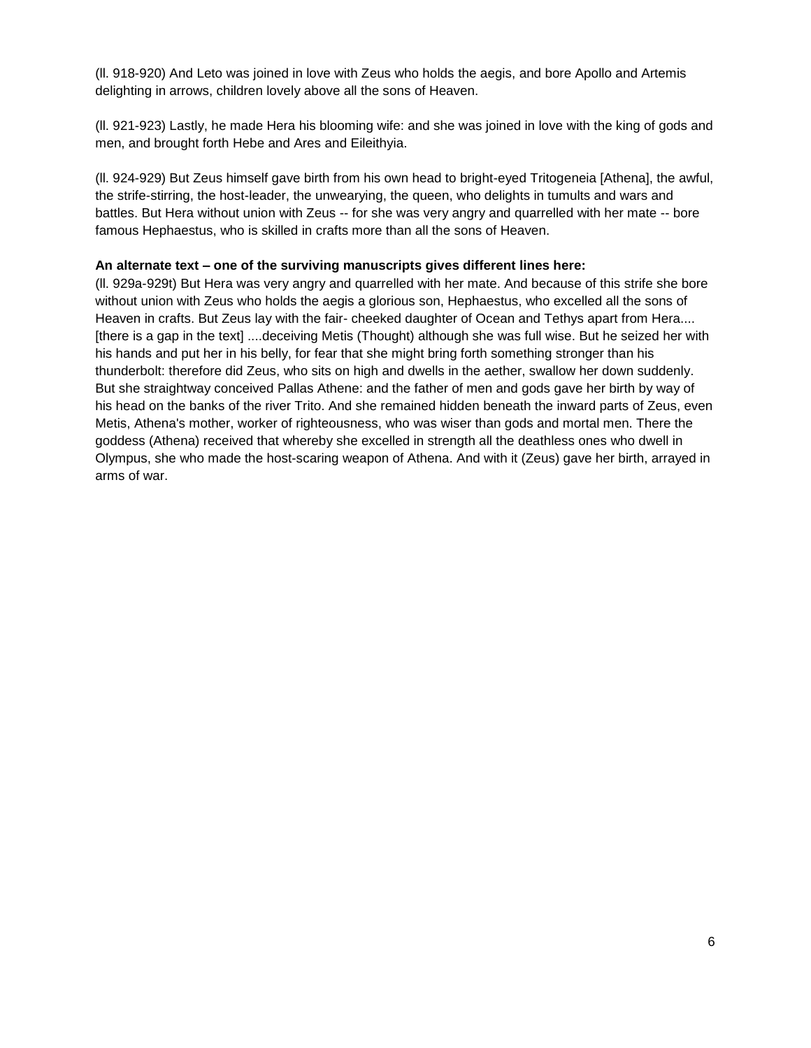(ll. 918-920) And Leto was joined in love with Zeus who holds the aegis, and bore Apollo and Artemis delighting in arrows, children lovely above all the sons of Heaven.

(ll. 921-923) Lastly, he made Hera his blooming wife: and she was joined in love with the king of gods and men, and brought forth Hebe and Ares and Eileithyia.

(ll. 924-929) But Zeus himself gave birth from his own head to bright-eyed Tritogeneia [Athena], the awful, the strife-stirring, the host-leader, the unwearying, the queen, who delights in tumults and wars and battles. But Hera without union with Zeus -- for she was very angry and quarrelled with her mate -- bore famous Hephaestus, who is skilled in crafts more than all the sons of Heaven.

**An alternate text – one of the surviving manuscripts gives different lines here:**
(ll. 929a-929t) But Hera was very angry and quarrelled with her mate. And because of this strife she bore without union with Zeus who holds the aegis a glorious son, Hephaestus, who excelled all the sons of Heaven in crafts. But Zeus lay with the fair- cheeked daughter of Ocean and Tethys apart from Hera.... [there is a gap in the text] ....deceiving Metis (Thought) although she was full wise. But he seized her with his hands and put her in his belly, for fear that she might bring forth something stronger than his thunderbolt: therefore did Zeus, who sits on high and dwells in the aether, swallow her down suddenly. But she straightway conceived Pallas Athene: and the father of men and gods gave her birth by way of his head on the banks of the river Trito. And she remained hidden beneath the inward parts of Zeus, even Metis, Athena's mother, worker of righteousness, who was wiser than gods and mortal men. There the goddess (Athena) received that whereby she excelled in strength all the deathless ones who dwell in Olympus, she who made the host-scaring weapon of Athena. And with it (Zeus) gave her birth, arrayed in arms of war.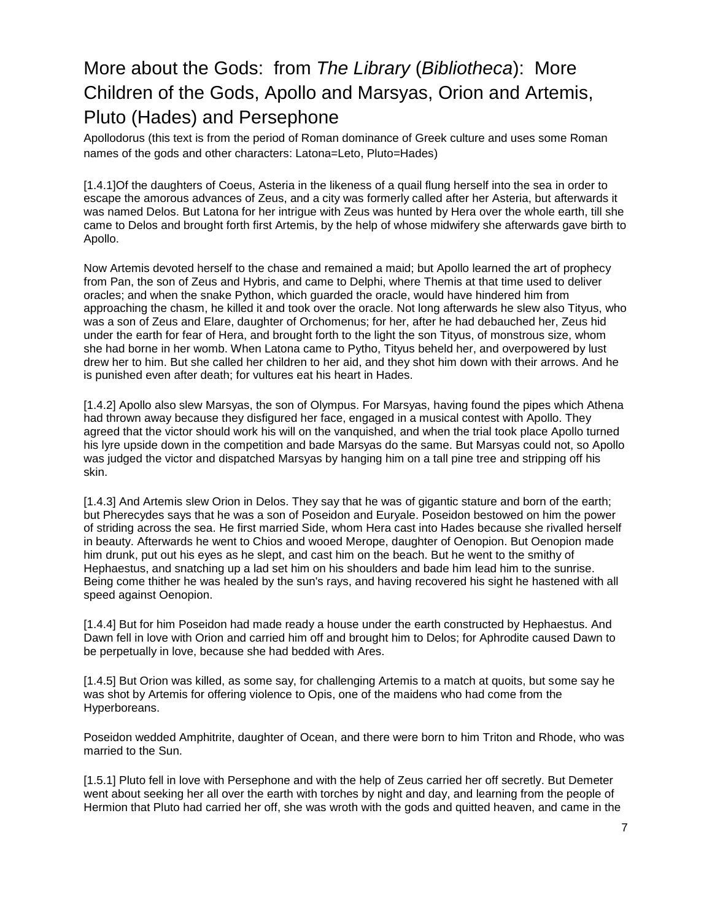# More about the Gods: from *The Library* (*Bibliotheca*): More Children of the Gods, Apollo and Marsyas, Orion and Artemis, Pluto (Hades) and Persephone

Apollodorus (this text is from the period of Roman dominance of Greek culture and uses some Roman names of the gods and other characters: Latona=Leto, Pluto=Hades)

[1.4.1]Of the daughters of Coeus, Asteria in the likeness of a quail flung herself into the sea in order to escape the amorous advances of Zeus, and a city was formerly called after her Asteria, but afterwards it was named Delos. But Latona for her intrigue with Zeus was hunted by Hera over the whole earth, till she came to Delos and brought forth first Artemis, by the help of whose midwifery she afterwards gave birth to Apollo.

Now Artemis devoted herself to the chase and remained a maid; but Apollo learned the art of prophecy from Pan, the son of Zeus and Hybris, and came to Delphi, where Themis at that time used to deliver oracles; and when the snake Python, which guarded the oracle, would have hindered him from approaching the chasm, he killed it and took over the oracle. Not long afterwards he slew also Tityus, who was a son of Zeus and Elare, daughter of Orchomenus; for her, after he had debauched her, Zeus hid under the earth for fear of Hera, and brought forth to the light the son Tityus, of monstrous size, whom she had borne in her womb. When Latona came to Pytho, Tityus beheld her, and overpowered by lust drew her to him. But she called her children to her aid, and they shot him down with their arrows. And he is punished even after death; for vultures eat his heart in Hades.

[1.4.2] Apollo also slew Marsyas, the son of Olympus. For Marsyas, having found the pipes which Athena had thrown away because they disfigured her face, engaged in a musical contest with Apollo. They agreed that the victor should work his will on the vanquished, and when the trial took place Apollo turned his lyre upside down in the competition and bade Marsyas do the same. But Marsyas could not, so Apollo was judged the victor and dispatched Marsyas by hanging him on a tall pine tree and stripping off his skin.

[1.4.3] And Artemis slew Orion in Delos. They say that he was of gigantic stature and born of the earth; but Pherecydes says that he was a son of Poseidon and Euryale. Poseidon bestowed on him the power of striding across the sea. He first married Side, whom Hera cast into Hades because she rivalled herself in beauty. Afterwards he went to Chios and wooed Merope, daughter of Oenopion. But Oenopion made him drunk, put out his eyes as he slept, and cast him on the beach. But he went to the smithy of Hephaestus, and snatching up a lad set him on his shoulders and bade him lead him to the sunrise. Being come thither he was healed by the sun's rays, and having recovered his sight he hastened with all speed against Oenopion.

[1.4.4] But for him Poseidon had made ready a house under the earth constructed by Hephaestus. And Dawn fell in love with Orion and carried him off and brought him to Delos; for Aphrodite caused Dawn to be perpetually in love, because she had bedded with Ares.

[1.4.5] But Orion was killed, as some say, for challenging Artemis to a match at quoits, but some say he was shot by Artemis for offering violence to Opis, one of the maidens who had come from the Hyperboreans.

Poseidon wedded Amphitrite, daughter of Ocean, and there were born to him Triton and Rhode, who was married to the Sun.

[1.5.1] Pluto fell in love with Persephone and with the help of Zeus carried her off secretly. But Demeter went about seeking her all over the earth with torches by night and day, and learning from the people of Hermion that Pluto had carried her off, she was wroth with the gods and quitted heaven, and came in the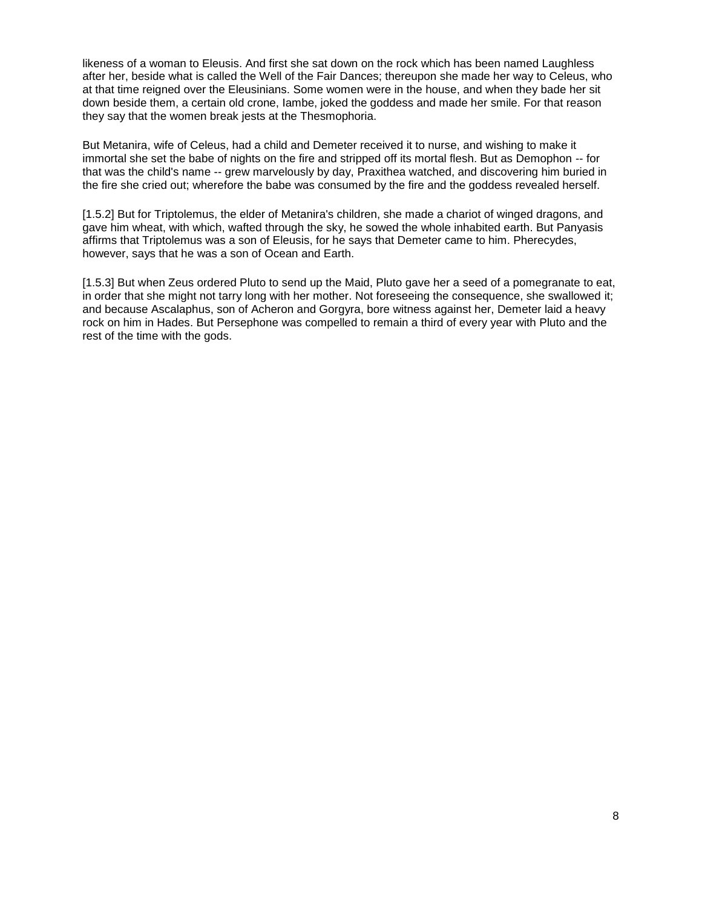likeness of a woman to Eleusis. And first she sat down on the rock which has been named Laughless after her, beside what is called the Well of the Fair Dances; thereupon she made her way to Celeus, who at that time reigned over the Eleusinians. Some women were in the house, and when they bade her sit down beside them, a certain old crone, Iambe, joked the goddess and made her smile. For that reason they say that the women break jests at the Thesmophoria.

But Metanira, wife of Celeus, had a child and Demeter received it to nurse, and wishing to make it immortal she set the babe of nights on the fire and stripped off its mortal flesh. But as Demophon -- for that was the child's name -- grew marvelously by day, Praxithea watched, and discovering him buried in the fire she cried out; wherefore the babe was consumed by the fire and the goddess revealed herself.

[1.5.2] But for Triptolemus, the elder of Metanira's children, she made a chariot of winged dragons, and gave him wheat, with which, wafted through the sky, he sowed the whole inhabited earth. But Panyasis affirms that Triptolemus was a son of Eleusis, for he says that Demeter came to him. Pherecydes, however, says that he was a son of Ocean and Earth.

[1.5.3] But when Zeus ordered Pluto to send up the Maid, Pluto gave her a seed of a pomegranate to eat, in order that she might not tarry long with her mother. Not foreseeing the consequence, she swallowed it; and because Ascalaphus, son of Acheron and Gorgyra, bore witness against her, Demeter laid a heavy rock on him in Hades. But Persephone was compelled to remain a third of every year with Pluto and the rest of the time with the gods.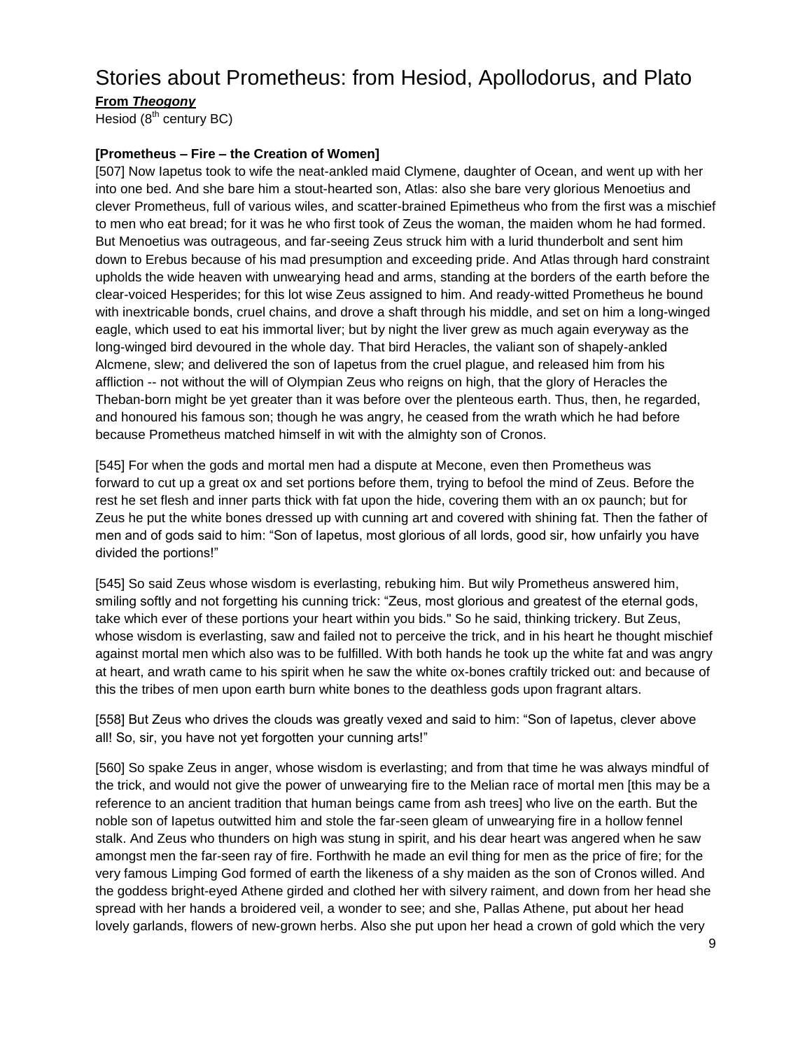# Stories about Prometheus: from Hesiod, Apollodorus, and Plato

**From *Theogony***

Hesiod (8th century BC)

**[Prometheus – Fire – the Creation of Women]**

[507] Now Iapetus took to wife the neat-ankled maid Clymene, daughter of Ocean, and went up with her into one bed. And she bare him a stout-hearted son, Atlas: also she bare very glorious Menoetius and clever Prometheus, full of various wiles, and scatter-brained Epimetheus who from the first was a mischief to men who eat bread; for it was he who first took of Zeus the woman, the maiden whom he had formed. But Menoetius was outrageous, and far-seeing Zeus struck him with a lurid thunderbolt and sent him down to Erebus because of his mad presumption and exceeding pride. And Atlas through hard constraint upholds the wide heaven with unwearying head and arms, standing at the borders of the earth before the clear-voiced Hesperides; for this lot wise Zeus assigned to him. And ready-witted Prometheus he bound with inextricable bonds, cruel chains, and drove a shaft through his middle, and set on him a long-winged eagle, which used to eat his immortal liver; but by night the liver grew as much again everyway as the long-winged bird devoured in the whole day. That bird Heracles, the valiant son of shapely-ankled Alcmene, slew; and delivered the son of Iapetus from the cruel plague, and released him from his affliction -- not without the will of Olympian Zeus who reigns on high, that the glory of Heracles the Theban-born might be yet greater than it was before over the plenteous earth. Thus, then, he regarded, and honoured his famous son; though he was angry, he ceased from the wrath which he had before because Prometheus matched himself in wit with the almighty son of Cronos.

[545] For when the gods and mortal men had a dispute at Mecone, even then Prometheus was forward to cut up a great ox and set portions before them, trying to befool the mind of Zeus. Before the rest he set flesh and inner parts thick with fat upon the hide, covering them with an ox paunch; but for Zeus he put the white bones dressed up with cunning art and covered with shining fat. Then the father of men and of gods said to him: "Son of Iapetus, most glorious of all lords, good sir, how unfairly you have divided the portions!"

[545] So said Zeus whose wisdom is everlasting, rebuking him. But wily Prometheus answered him, smiling softly and not forgetting his cunning trick: "Zeus, most glorious and greatest of the eternal gods, take which ever of these portions your heart within you bids." So he said, thinking trickery. But Zeus, whose wisdom is everlasting, saw and failed not to perceive the trick, and in his heart he thought mischief against mortal men which also was to be fulfilled. With both hands he took up the white fat and was angry at heart, and wrath came to his spirit when he saw the white ox-bones craftily tricked out: and because of this the tribes of men upon earth burn white bones to the deathless gods upon fragrant altars.

[558] But Zeus who drives the clouds was greatly vexed and said to him: "Son of Iapetus, clever above all! So, sir, you have not yet forgotten your cunning arts!"

[560] So spake Zeus in anger, whose wisdom is everlasting; and from that time he was always mindful of the trick, and would not give the power of unwearying fire to the Melian race of mortal men [this may be a reference to an ancient tradition that human beings came from ash trees] who live on the earth. But the noble son of Iapetus outwitted him and stole the far-seen gleam of unwearying fire in a hollow fennel stalk. And Zeus who thunders on high was stung in spirit, and his dear heart was angered when he saw amongst men the far-seen ray of fire. Forthwith he made an evil thing for men as the price of fire; for the very famous Limping God formed of earth the likeness of a shy maiden as the son of Cronos willed. And the goddess bright-eyed Athene girded and clothed her with silvery raiment, and down from her head she spread with her hands a broidered veil, a wonder to see; and she, Pallas Athene, put about her head lovely garlands, flowers of new-grown herbs. Also she put upon her head a crown of gold which the very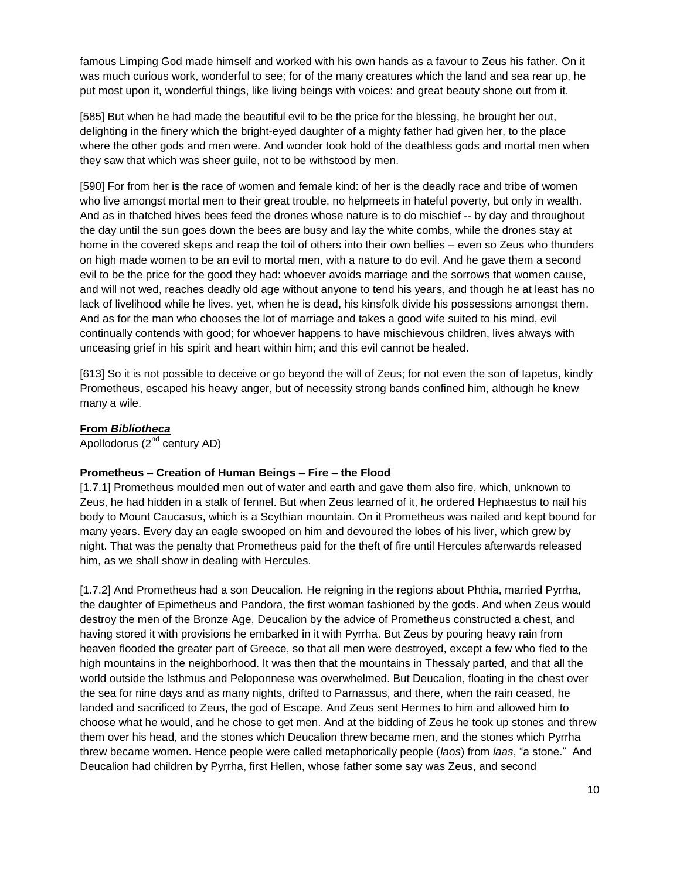famous Limping God made himself and worked with his own hands as a favour to Zeus his father. On it was much curious work, wonderful to see; for of the many creatures which the land and sea rear up, he put most upon it, wonderful things, like living beings with voices: and great beauty shone out from it.

[585] But when he had made the beautiful evil to be the price for the blessing, he brought her out, delighting in the finery which the bright-eyed daughter of a mighty father had given her, to the place where the other gods and men were. And wonder took hold of the deathless gods and mortal men when they saw that which was sheer guile, not to be withstood by men.

[590] For from her is the race of women and female kind: of her is the deadly race and tribe of women who live amongst mortal men to their great trouble, no helpmeets in hateful poverty, but only in wealth. And as in thatched hives bees feed the drones whose nature is to do mischief -- by day and throughout the day until the sun goes down the bees are busy and lay the white combs, while the drones stay at home in the covered skeps and reap the toil of others into their own bellies – even so Zeus who thunders on high made women to be an evil to mortal men, with a nature to do evil. And he gave them a second evil to be the price for the good they had: whoever avoids marriage and the sorrows that women cause, and will not wed, reaches deadly old age without anyone to tend his years, and though he at least has no lack of livelihood while he lives, yet, when he is dead, his kinsfolk divide his possessions amongst them. And as for the man who chooses the lot of marriage and takes a good wife suited to his mind, evil continually contends with good; for whoever happens to have mischievous children, lives always with unceasing grief in his spirit and heart within him; and this evil cannot be healed.

[613] So it is not possible to deceive or go beyond the will of Zeus; for not even the son of Iapetus, kindly Prometheus, escaped his heavy anger, but of necessity strong bands confined him, although he knew many a wile.

**From *Bibliotheca***
Apollodorus (2nd century AD)

**Prometheus – Creation of Human Beings – Fire – the Flood**

[1.7.1] Prometheus moulded men out of water and earth and gave them also fire, which, unknown to Zeus, he had hidden in a stalk of fennel. But when Zeus learned of it, he ordered Hephaestus to nail his body to Mount Caucasus, which is a Scythian mountain. On it Prometheus was nailed and kept bound for many years. Every day an eagle swooped on him and devoured the lobes of his liver, which grew by night. That was the penalty that Prometheus paid for the theft of fire until Hercules afterwards released him, as we shall show in dealing with Hercules.

[1.7.2] And Prometheus had a son Deucalion. He reigning in the regions about Phthia, married Pyrrha, the daughter of Epimetheus and Pandora, the first woman fashioned by the gods. And when Zeus would destroy the men of the Bronze Age, Deucalion by the advice of Prometheus constructed a chest, and having stored it with provisions he embarked in it with Pyrrha. But Zeus by pouring heavy rain from heaven flooded the greater part of Greece, so that all men were destroyed, except a few who fled to the high mountains in the neighborhood. It was then that the mountains in Thessaly parted, and that all the world outside the Isthmus and Peloponnese was overwhelmed. But Deucalion, floating in the chest over the sea for nine days and as many nights, drifted to Parnassus, and there, when the rain ceased, he landed and sacrificed to Zeus, the god of Escape. And Zeus sent Hermes to him and allowed him to choose what he would, and he chose to get men. And at the bidding of Zeus he took up stones and threw them over his head, and the stones which Deucalion threw became men, and the stones which Pyrrha threw became women. Hence people were called metaphorically people (*laos*) from *laas*, "a stone." And Deucalion had children by Pyrrha, first Hellen, whose father some say was Zeus, and second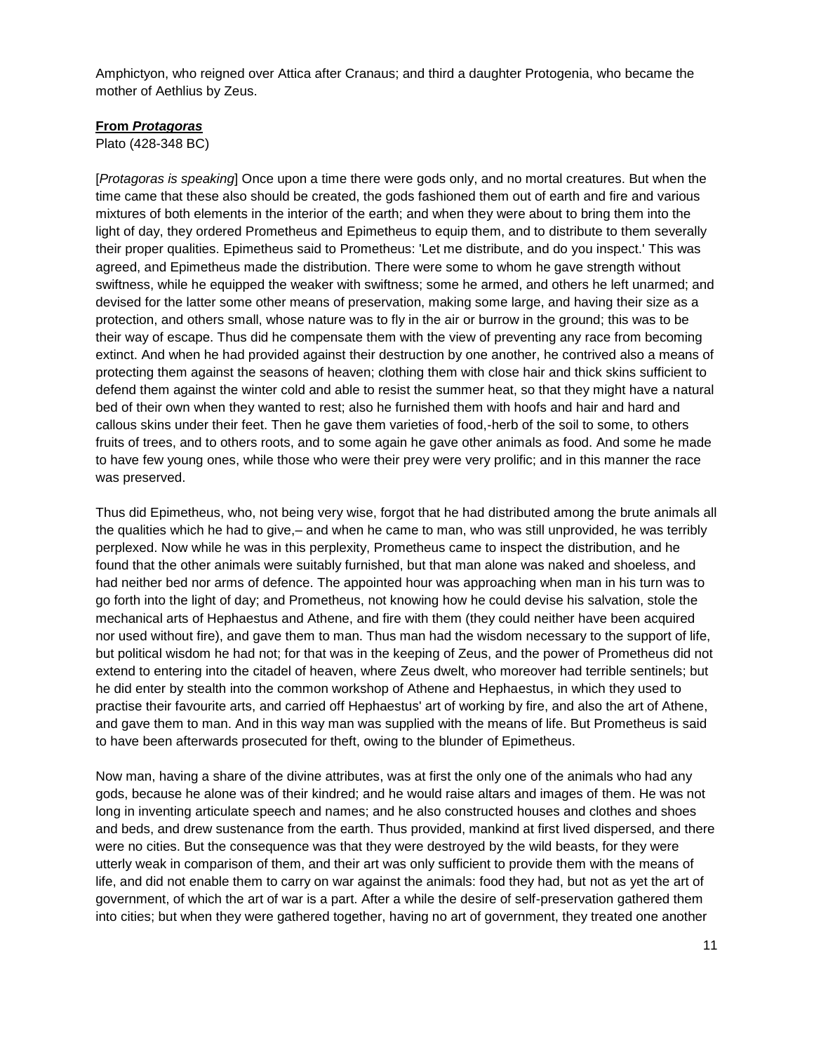Amphictyon, who reigned over Attica after Cranaus; and third a daughter Protogenia, who became the mother of Aethlius by Zeus.

**From *Protagoras***

Plato (428-348 BC)

[*Protagoras is speaking*] Once upon a time there were gods only, and no mortal creatures. But when the time came that these also should be created, the gods fashioned them out of earth and fire and various mixtures of both elements in the interior of the earth; and when they were about to bring them into the light of day, they ordered Prometheus and Epimetheus to equip them, and to distribute to them severally their proper qualities. Epimetheus said to Prometheus: 'Let me distribute, and do you inspect.' This was agreed, and Epimetheus made the distribution. There were some to whom he gave strength without swiftness, while he equipped the weaker with swiftness; some he armed, and others he left unarmed; and devised for the latter some other means of preservation, making some large, and having their size as a protection, and others small, whose nature was to fly in the air or burrow in the ground; this was to be their way of escape. Thus did he compensate them with the view of preventing any race from becoming extinct. And when he had provided against their destruction by one another, he contrived also a means of protecting them against the seasons of heaven; clothing them with close hair and thick skins sufficient to defend them against the winter cold and able to resist the summer heat, so that they might have a natural bed of their own when they wanted to rest; also he furnished them with hoofs and hair and hard and callous skins under their feet. Then he gave them varieties of food,-herb of the soil to some, to others fruits of trees, and to others roots, and to some again he gave other animals as food. And some he made to have few young ones, while those who were their prey were very prolific; and in this manner the race was preserved.

Thus did Epimetheus, who, not being very wise, forgot that he had distributed among the brute animals all the qualities which he had to give,– and when he came to man, who was still unprovided, he was terribly perplexed. Now while he was in this perplexity, Prometheus came to inspect the distribution, and he found that the other animals were suitably furnished, but that man alone was naked and shoeless, and had neither bed nor arms of defence. The appointed hour was approaching when man in his turn was to go forth into the light of day; and Prometheus, not knowing how he could devise his salvation, stole the mechanical arts of Hephaestus and Athene, and fire with them (they could neither have been acquired nor used without fire), and gave them to man. Thus man had the wisdom necessary to the support of life, but political wisdom he had not; for that was in the keeping of Zeus, and the power of Prometheus did not extend to entering into the citadel of heaven, where Zeus dwelt, who moreover had terrible sentinels; but he did enter by stealth into the common workshop of Athene and Hephaestus, in which they used to practise their favourite arts, and carried off Hephaestus' art of working by fire, and also the art of Athene, and gave them to man. And in this way man was supplied with the means of life. But Prometheus is said to have been afterwards prosecuted for theft, owing to the blunder of Epimetheus.

Now man, having a share of the divine attributes, was at first the only one of the animals who had any gods, because he alone was of their kindred; and he would raise altars and images of them. He was not long in inventing articulate speech and names; and he also constructed houses and clothes and shoes and beds, and drew sustenance from the earth. Thus provided, mankind at first lived dispersed, and there were no cities. But the consequence was that they were destroyed by the wild beasts, for they were utterly weak in comparison of them, and their art was only sufficient to provide them with the means of life, and did not enable them to carry on war against the animals: food they had, but not as yet the art of government, of which the art of war is a part. After a while the desire of self-preservation gathered them into cities; but when they were gathered together, having no art of government, they treated one another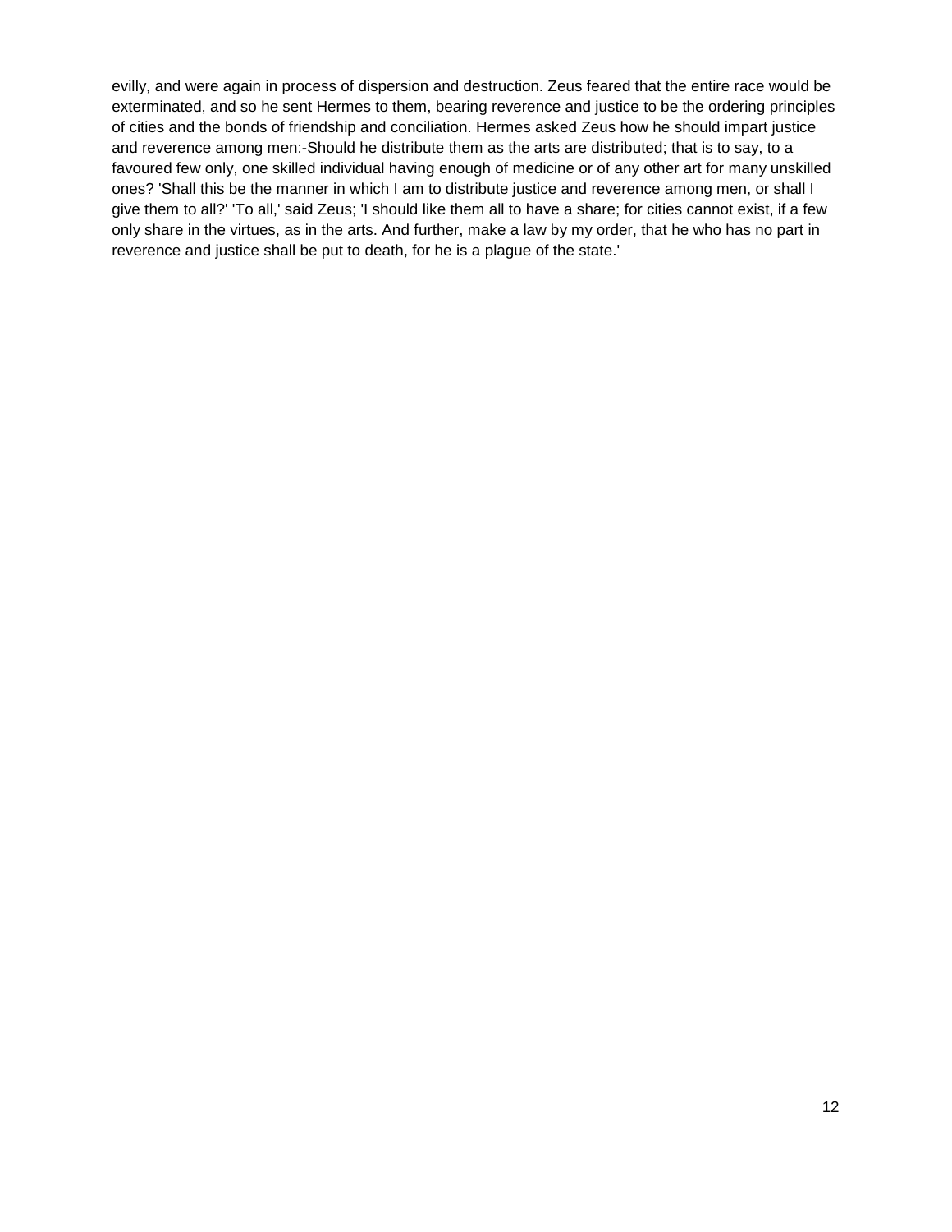evilly, and were again in process of dispersion and destruction. Zeus feared that the entire race would be exterminated, and so he sent Hermes to them, bearing reverence and justice to be the ordering principles of cities and the bonds of friendship and conciliation. Hermes asked Zeus how he should impart justice and reverence among men:-Should he distribute them as the arts are distributed; that is to say, to a favoured few only, one skilled individual having enough of medicine or of any other art for many unskilled ones? 'Shall this be the manner in which I am to distribute justice and reverence among men, or shall I give them to all?' 'To all,' said Zeus; 'I should like them all to have a share; for cities cannot exist, if a few only share in the virtues, as in the arts. And further, make a law by my order, that he who has no part in reverence and justice shall be put to death, for he is a plague of the state.'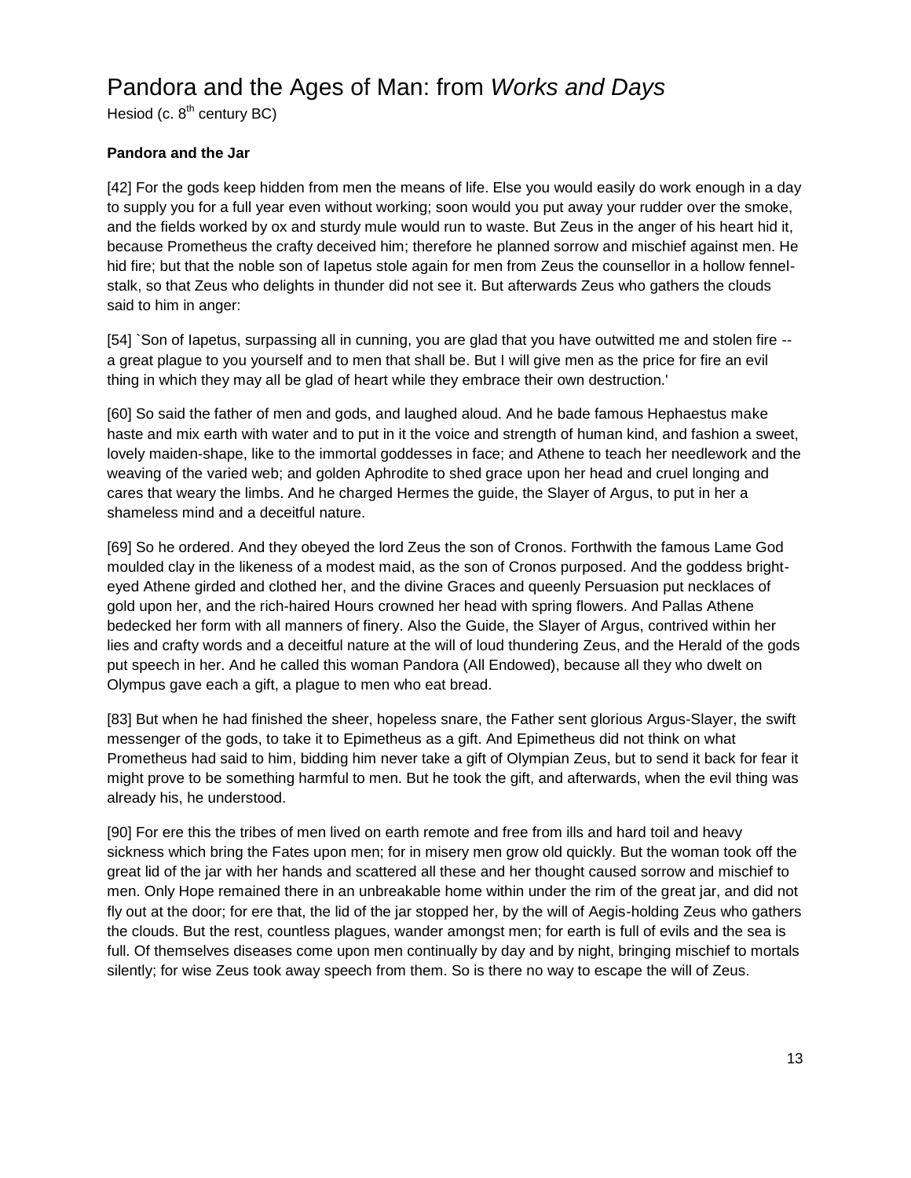# Pandora and the Ages of Man: from *Works and Days*

Hesiod (c. 8th century BC)

**Pandora and the Jar**

[42] For the gods keep hidden from men the means of life. Else you would easily do work enough in a day to supply you for a full year even without working; soon would you put away your rudder over the smoke, and the fields worked by ox and sturdy mule would run to waste. But Zeus in the anger of his heart hid it, because Prometheus the crafty deceived him; therefore he planned sorrow and mischief against men. He hid fire; but that the noble son of Iapetus stole again for men from Zeus the counsellor in a hollow fennel-stalk, so that Zeus who delights in thunder did not see it. But afterwards Zeus who gathers the clouds said to him in anger:

[54] `Son of Iapetus, surpassing all in cunning, you are glad that you have outwitted me and stolen fire -- a great plague to you yourself and to men that shall be. But I will give men as the price for fire an evil thing in which they may all be glad of heart while they embrace their own destruction.'

[60] So said the father of men and gods, and laughed aloud. And he bade famous Hephaestus make haste and mix earth with water and to put in it the voice and strength of human kind, and fashion a sweet, lovely maiden-shape, like to the immortal goddesses in face; and Athene to teach her needlework and the weaving of the varied web; and golden Aphrodite to shed grace upon her head and cruel longing and cares that weary the limbs. And he charged Hermes the guide, the Slayer of Argus, to put in her a shameless mind and a deceitful nature.

[69] So he ordered. And they obeyed the lord Zeus the son of Cronos. Forthwith the famous Lame God moulded clay in the likeness of a modest maid, as the son of Cronos purposed. And the goddess bright-eyed Athene girded and clothed her, and the divine Graces and queenly Persuasion put necklaces of gold upon her, and the rich-haired Hours crowned her head with spring flowers. And Pallas Athene bedecked her form with all manners of finery. Also the Guide, the Slayer of Argus, contrived within her lies and crafty words and a deceitful nature at the will of loud thundering Zeus, and the Herald of the gods put speech in her. And he called this woman Pandora (All Endowed), because all they who dwelt on Olympus gave each a gift, a plague to men who eat bread.

[83] But when he had finished the sheer, hopeless snare, the Father sent glorious Argus-Slayer, the swift messenger of the gods, to take it to Epimetheus as a gift. And Epimetheus did not think on what Prometheus had said to him, bidding him never take a gift of Olympian Zeus, but to send it back for fear it might prove to be something harmful to men. But he took the gift, and afterwards, when the evil thing was already his, he understood.

[90] For ere this the tribes of men lived on earth remote and free from ills and hard toil and heavy sickness which bring the Fates upon men; for in misery men grow old quickly. But the woman took off the great lid of the jar with her hands and scattered all these and her thought caused sorrow and mischief to men. Only Hope remained there in an unbreakable home within under the rim of the great jar, and did not fly out at the door; for ere that, the lid of the jar stopped her, by the will of Aegis-holding Zeus who gathers the clouds. But the rest, countless plagues, wander amongst men; for earth is full of evils and the sea is full. Of themselves diseases come upon men continually by day and by night, bringing mischief to mortals silently; for wise Zeus took away speech from them. So is there no way to escape the will of Zeus.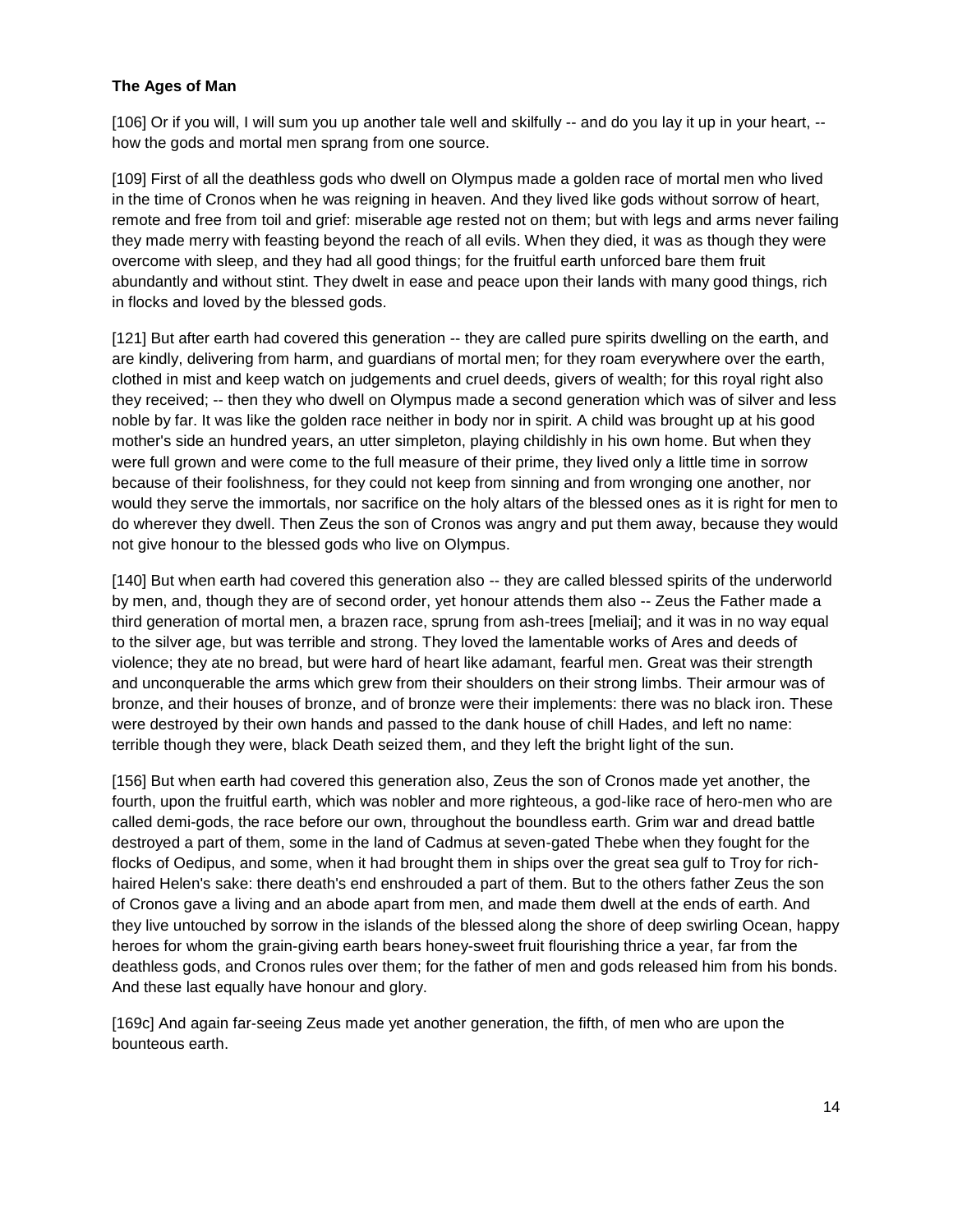**The Ages of Man**

[106] Or if you will, I will sum you up another tale well and skilfully -- and do you lay it up in your heart, -- how the gods and mortal men sprang from one source.

[109] First of all the deathless gods who dwell on Olympus made a golden race of mortal men who lived in the time of Cronos when he was reigning in heaven. And they lived like gods without sorrow of heart, remote and free from toil and grief: miserable age rested not on them; but with legs and arms never failing they made merry with feasting beyond the reach of all evils. When they died, it was as though they were overcome with sleep, and they had all good things; for the fruitful earth unforced bare them fruit abundantly and without stint. They dwelt in ease and peace upon their lands with many good things, rich in flocks and loved by the blessed gods.

[121] But after earth had covered this generation -- they are called pure spirits dwelling on the earth, and are kindly, delivering from harm, and guardians of mortal men; for they roam everywhere over the earth, clothed in mist and keep watch on judgements and cruel deeds, givers of wealth; for this royal right also they received; -- then they who dwell on Olympus made a second generation which was of silver and less noble by far. It was like the golden race neither in body nor in spirit. A child was brought up at his good mother's side an hundred years, an utter simpleton, playing childishly in his own home. But when they were full grown and were come to the full measure of their prime, they lived only a little time in sorrow because of their foolishness, for they could not keep from sinning and from wronging one another, nor would they serve the immortals, nor sacrifice on the holy altars of the blessed ones as it is right for men to do wherever they dwell. Then Zeus the son of Cronos was angry and put them away, because they would not give honour to the blessed gods who live on Olympus.

[140] But when earth had covered this generation also -- they are called blessed spirits of the underworld by men, and, though they are of second order, yet honour attends them also -- Zeus the Father made a third generation of mortal men, a brazen race, sprung from ash-trees [meliai]; and it was in no way equal to the silver age, but was terrible and strong. They loved the lamentable works of Ares and deeds of violence; they ate no bread, but were hard of heart like adamant, fearful men. Great was their strength and unconquerable the arms which grew from their shoulders on their strong limbs. Their armour was of bronze, and their houses of bronze, and of bronze were their implements: there was no black iron. These were destroyed by their own hands and passed to the dank house of chill Hades, and left no name: terrible though they were, black Death seized them, and they left the bright light of the sun.

[156] But when earth had covered this generation also, Zeus the son of Cronos made yet another, the fourth, upon the fruitful earth, which was nobler and more righteous, a god-like race of hero-men who are called demi-gods, the race before our own, throughout the boundless earth. Grim war and dread battle destroyed a part of them, some in the land of Cadmus at seven-gated Thebe when they fought for the flocks of Oedipus, and some, when it had brought them in ships over the great sea gulf to Troy for rich-haired Helen's sake: there death's end enshrouded a part of them. But to the others father Zeus the son of Cronos gave a living and an abode apart from men, and made them dwell at the ends of earth. And they live untouched by sorrow in the islands of the blessed along the shore of deep swirling Ocean, happy heroes for whom the grain-giving earth bears honey-sweet fruit flourishing thrice a year, far from the deathless gods, and Cronos rules over them; for the father of men and gods released him from his bonds. And these last equally have honour and glory.

[169c] And again far-seeing Zeus made yet another generation, the fifth, of men who are upon the bounteous earth.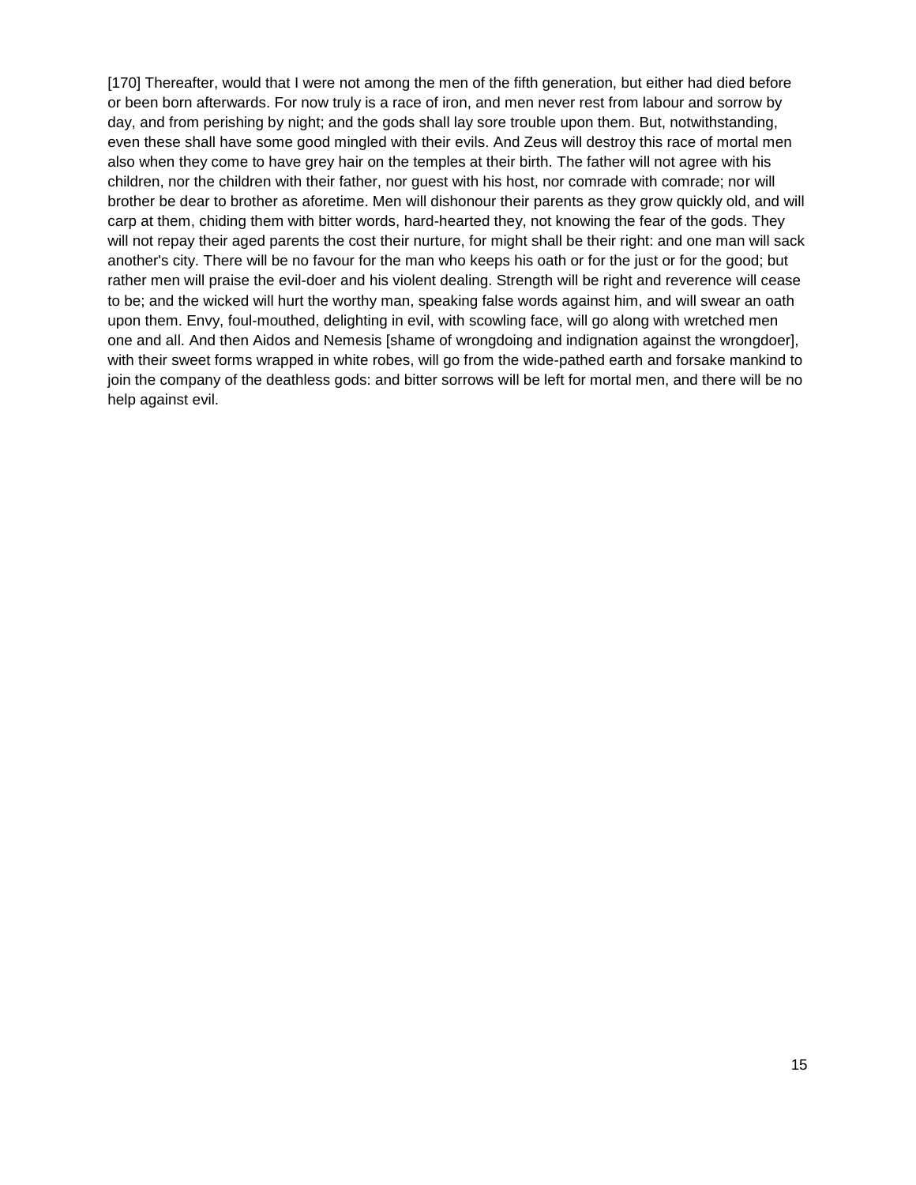[170] Thereafter, would that I were not among the men of the fifth generation, but either had died before or been born afterwards. For now truly is a race of iron, and men never rest from labour and sorrow by day, and from perishing by night; and the gods shall lay sore trouble upon them. But, notwithstanding, even these shall have some good mingled with their evils. And Zeus will destroy this race of mortal men also when they come to have grey hair on the temples at their birth. The father will not agree with his children, nor the children with their father, nor guest with his host, nor comrade with comrade; nor will brother be dear to brother as aforetime. Men will dishonour their parents as they grow quickly old, and will carp at them, chiding them with bitter words, hard-hearted they, not knowing the fear of the gods. They will not repay their aged parents the cost their nurture, for might shall be their right: and one man will sack another's city. There will be no favour for the man who keeps his oath or for the just or for the good; but rather men will praise the evil-doer and his violent dealing. Strength will be right and reverence will cease to be; and the wicked will hurt the worthy man, speaking false words against him, and will swear an oath upon them. Envy, foul-mouthed, delighting in evil, with scowling face, will go along with wretched men one and all. And then Aidos and Nemesis [shame of wrongdoing and indignation against the wrongdoer], with their sweet forms wrapped in white robes, will go from the wide-pathed earth and forsake mankind to join the company of the deathless gods: and bitter sorrows will be left for mortal men, and there will be no help against evil.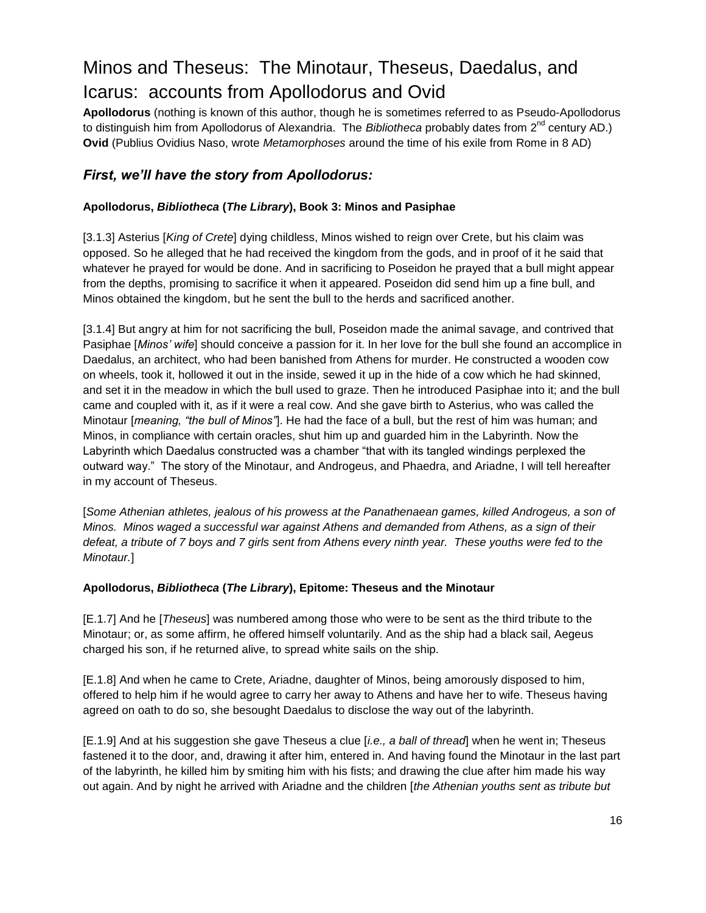# Minos and Theseus: The Minotaur, Theseus, Daedalus, and Icarus: accounts from Apollodorus and Ovid

**Apollodorus** (nothing is known of this author, though he is sometimes referred to as Pseudo-Apollodorus to distinguish him from Apollodorus of Alexandria. The *Bibliotheca* probably dates from 2nd century AD.)
**Ovid** (Publius Ovidius Naso, wrote *Metamorphoses* around the time of his exile from Rome in 8 AD)

## *First, we'll have the story from Apollodorus:*

### Apollodorus, *Bibliotheca* (*The Library*), Book 3: Minos and Pasiphae

[3.1.3] Asterius [*King of Crete*] dying childless, Minos wished to reign over Crete, but his claim was opposed. So he alleged that he had received the kingdom from the gods, and in proof of it he said that whatever he prayed for would be done. And in sacrificing to Poseidon he prayed that a bull might appear from the depths, promising to sacrifice it when it appeared. Poseidon did send him up a fine bull, and Minos obtained the kingdom, but he sent the bull to the herds and sacrificed another.

[3.1.4] But angry at him for not sacrificing the bull, Poseidon made the animal savage, and contrived that Pasiphae [*Minos' wife*] should conceive a passion for it. In her love for the bull she found an accomplice in Daedalus, an architect, who had been banished from Athens for murder. He constructed a wooden cow on wheels, took it, hollowed it out in the inside, sewed it up in the hide of a cow which he had skinned, and set it in the meadow in which the bull used to graze. Then he introduced Pasiphae into it; and the bull came and coupled with it, as if it were a real cow. And she gave birth to Asterius, who was called the Minotaur [*meaning, "the bull of Minos"*]. He had the face of a bull, but the rest of him was human; and Minos, in compliance with certain oracles, shut him up and guarded him in the Labyrinth. Now the Labyrinth which Daedalus constructed was a chamber "that with its tangled windings perplexed the outward way." The story of the Minotaur, and Androgeus, and Phaedra, and Ariadne, I will tell hereafter in my account of Theseus.

[*Some Athenian athletes, jealous of his prowess at the Panathenaean games, killed Androgeus, a son of Minos. Minos waged a successful war against Athens and demanded from Athens, as a sign of their defeat, a tribute of 7 boys and 7 girls sent from Athens every ninth year. These youths were fed to the Minotaur.*]

### Apollodorus, *Bibliotheca* (*The Library*), Epitome: Theseus and the Minotaur

[E.1.7] And he [*Theseus*] was numbered among those who were to be sent as the third tribute to the Minotaur; or, as some affirm, he offered himself voluntarily. And as the ship had a black sail, Aegeus charged his son, if he returned alive, to spread white sails on the ship.

[E.1.8] And when he came to Crete, Ariadne, daughter of Minos, being amorously disposed to him, offered to help him if he would agree to carry her away to Athens and have her to wife. Theseus having agreed on oath to do so, she besought Daedalus to disclose the way out of the labyrinth.

[E.1.9] And at his suggestion she gave Theseus a clue [*i.e., a ball of thread*] when he went in; Theseus fastened it to the door, and, drawing it after him, entered in. And having found the Minotaur in the last part of the labyrinth, he killed him by smiting him with his fists; and drawing the clue after him made his way out again. And by night he arrived with Ariadne and the children [*the Athenian youths sent as tribute but*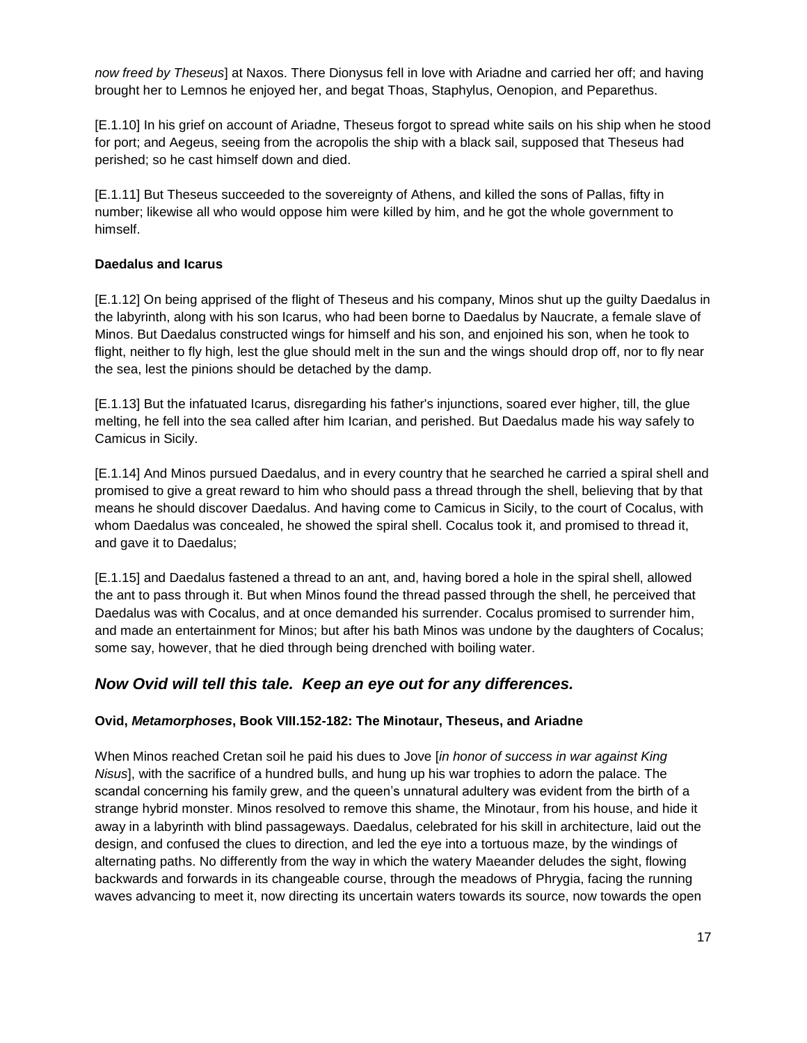*now freed by Theseus*] at Naxos. There Dionysus fell in love with Ariadne and carried her off; and having brought her to Lemnos he enjoyed her, and begat Thoas, Staphylus, Oenopion, and Peparethus.

[E.1.10] In his grief on account of Ariadne, Theseus forgot to spread white sails on his ship when he stood for port; and Aegeus, seeing from the acropolis the ship with a black sail, supposed that Theseus had perished; so he cast himself down and died.

[E.1.11] But Theseus succeeded to the sovereignty of Athens, and killed the sons of Pallas, fifty in number; likewise all who would oppose him were killed by him, and he got the whole government to himself.

**Daedalus and Icarus**

[E.1.12] On being apprised of the flight of Theseus and his company, Minos shut up the guilty Daedalus in the labyrinth, along with his son Icarus, who had been borne to Daedalus by Naucrate, a female slave of Minos. But Daedalus constructed wings for himself and his son, and enjoined his son, when he took to flight, neither to fly high, lest the glue should melt in the sun and the wings should drop off, nor to fly near the sea, lest the pinions should be detached by the damp.

[E.1.13] But the infatuated Icarus, disregarding his father's injunctions, soared ever higher, till, the glue melting, he fell into the sea called after him Icarian, and perished. But Daedalus made his way safely to Camicus in Sicily.

[E.1.14] And Minos pursued Daedalus, and in every country that he searched he carried a spiral shell and promised to give a great reward to him who should pass a thread through the shell, believing that by that means he should discover Daedalus. And having come to Camicus in Sicily, to the court of Cocalus, with whom Daedalus was concealed, he showed the spiral shell. Cocalus took it, and promised to thread it, and gave it to Daedalus;

[E.1.15] and Daedalus fastened a thread to an ant, and, having bored a hole in the spiral shell, allowed the ant to pass through it. But when Minos found the thread passed through the shell, he perceived that Daedalus was with Cocalus, and at once demanded his surrender. Cocalus promised to surrender him, and made an entertainment for Minos; but after his bath Minos was undone by the daughters of Cocalus; some say, however, that he died through being drenched with boiling water.

## *Now Ovid will tell this tale. Keep an eye out for any differences.*

**Ovid, *Metamorphoses*, Book VIII.152-182: The Minotaur, Theseus, and Ariadne**

When Minos reached Cretan soil he paid his dues to Jove [*in honor of success in war against King Nisus*], with the sacrifice of a hundred bulls, and hung up his war trophies to adorn the palace. The scandal concerning his family grew, and the queen's unnatural adultery was evident from the birth of a strange hybrid monster. Minos resolved to remove this shame, the Minotaur, from his house, and hide it away in a labyrinth with blind passageways. Daedalus, celebrated for his skill in architecture, laid out the design, and confused the clues to direction, and led the eye into a tortuous maze, by the windings of alternating paths. No differently from the way in which the watery Maeander deludes the sight, flowing backwards and forwards in its changeable course, through the meadows of Phrygia, facing the running waves advancing to meet it, now directing its uncertain waters towards its source, now towards the open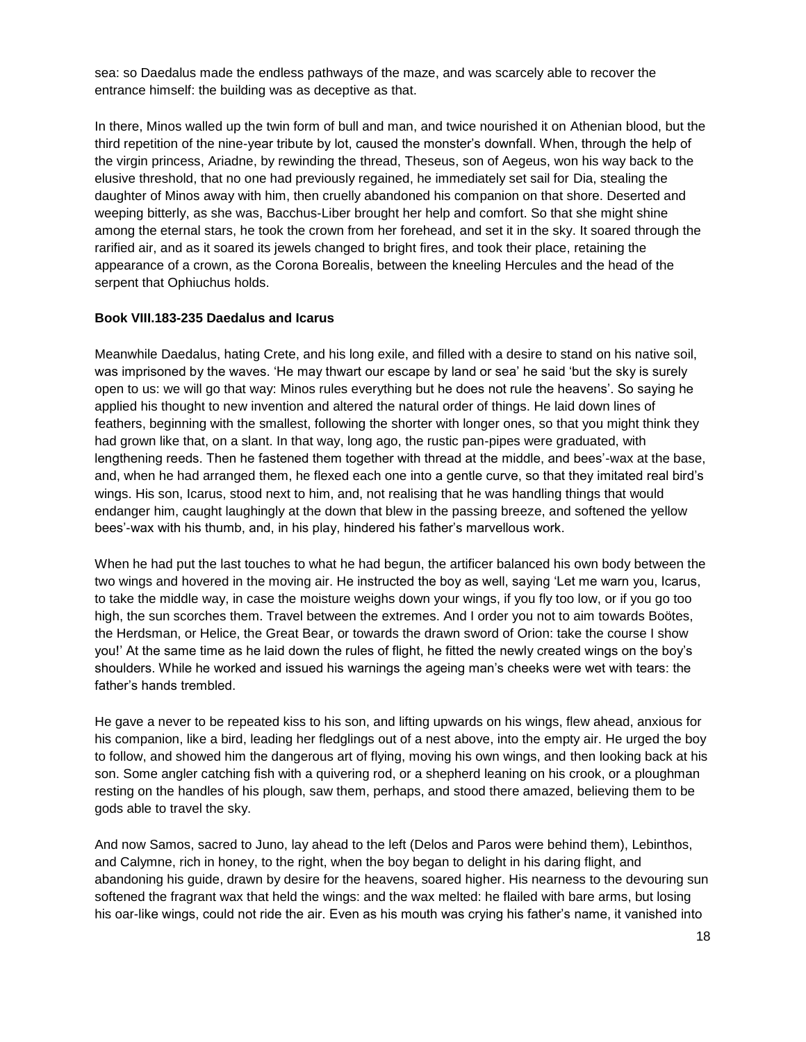sea: so Daedalus made the endless pathways of the maze, and was scarcely able to recover the entrance himself: the building was as deceptive as that.

In there, Minos walled up the twin form of bull and man, and twice nourished it on Athenian blood, but the third repetition of the nine-year tribute by lot, caused the monster's downfall. When, through the help of the virgin princess, Ariadne, by rewinding the thread, Theseus, son of Aegeus, won his way back to the elusive threshold, that no one had previously regained, he immediately set sail for Dia, stealing the daughter of Minos away with him, then cruelly abandoned his companion on that shore. Deserted and weeping bitterly, as she was, Bacchus-Liber brought her help and comfort. So that she might shine among the eternal stars, he took the crown from her forehead, and set it in the sky. It soared through the rarified air, and as it soared its jewels changed to bright fires, and took their place, retaining the appearance of a crown, as the Corona Borealis, between the kneeling Hercules and the head of the serpent that Ophiuchus holds.

**Book VIII.183-235 Daedalus and Icarus**

Meanwhile Daedalus, hating Crete, and his long exile, and filled with a desire to stand on his native soil, was imprisoned by the waves. 'He may thwart our escape by land or sea' he said 'but the sky is surely open to us: we will go that way: Minos rules everything but he does not rule the heavens'. So saying he applied his thought to new invention and altered the natural order of things. He laid down lines of feathers, beginning with the smallest, following the shorter with longer ones, so that you might think they had grown like that, on a slant. In that way, long ago, the rustic pan-pipes were graduated, with lengthening reeds. Then he fastened them together with thread at the middle, and bees'-wax at the base, and, when he had arranged them, he flexed each one into a gentle curve, so that they imitated real bird's wings. His son, Icarus, stood next to him, and, not realising that he was handling things that would endanger him, caught laughingly at the down that blew in the passing breeze, and softened the yellow bees'-wax with his thumb, and, in his play, hindered his father's marvellous work.

When he had put the last touches to what he had begun, the artificer balanced his own body between the two wings and hovered in the moving air. He instructed the boy as well, saying 'Let me warn you, Icarus, to take the middle way, in case the moisture weighs down your wings, if you fly too low, or if you go too high, the sun scorches them. Travel between the extremes. And I order you not to aim towards Boötes, the Herdsman, or Helice, the Great Bear, or towards the drawn sword of Orion: take the course I show you!' At the same time as he laid down the rules of flight, he fitted the newly created wings on the boy's shoulders. While he worked and issued his warnings the ageing man's cheeks were wet with tears: the father's hands trembled.

He gave a never to be repeated kiss to his son, and lifting upwards on his wings, flew ahead, anxious for his companion, like a bird, leading her fledglings out of a nest above, into the empty air. He urged the boy to follow, and showed him the dangerous art of flying, moving his own wings, and then looking back at his son. Some angler catching fish with a quivering rod, or a shepherd leaning on his crook, or a ploughman resting on the handles of his plough, saw them, perhaps, and stood there amazed, believing them to be gods able to travel the sky.

And now Samos, sacred to Juno, lay ahead to the left (Delos and Paros were behind them), Lebinthos, and Calymne, rich in honey, to the right, when the boy began to delight in his daring flight, and abandoning his guide, drawn by desire for the heavens, soared higher. His nearness to the devouring sun softened the fragrant wax that held the wings: and the wax melted: he flailed with bare arms, but losing his oar-like wings, could not ride the air. Even as his mouth was crying his father's name, it vanished into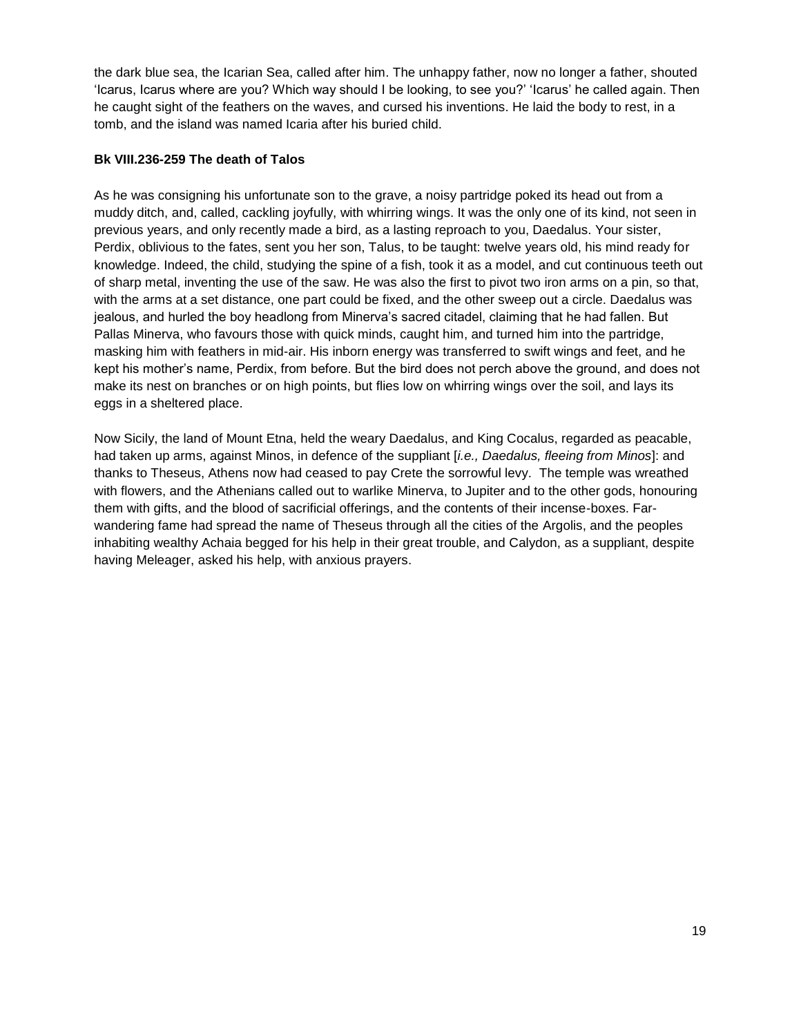the dark blue sea, the Icarian Sea, called after him. The unhappy father, now no longer a father, shouted 'Icarus, Icarus where are you? Which way should I be looking, to see you?' 'Icarus' he called again. Then he caught sight of the feathers on the waves, and cursed his inventions. He laid the body to rest, in a tomb, and the island was named Icaria after his buried child.

**Bk VIII.236-259 The death of Talos**

As he was consigning his unfortunate son to the grave, a noisy partridge poked its head out from a muddy ditch, and, called, cackling joyfully, with whirring wings. It was the only one of its kind, not seen in previous years, and only recently made a bird, as a lasting reproach to you, Daedalus. Your sister, Perdix, oblivious to the fates, sent you her son, Talus, to be taught: twelve years old, his mind ready for knowledge. Indeed, the child, studying the spine of a fish, took it as a model, and cut continuous teeth out of sharp metal, inventing the use of the saw. He was also the first to pivot two iron arms on a pin, so that, with the arms at a set distance, one part could be fixed, and the other sweep out a circle. Daedalus was jealous, and hurled the boy headlong from Minerva's sacred citadel, claiming that he had fallen. But Pallas Minerva, who favours those with quick minds, caught him, and turned him into the partridge, masking him with feathers in mid-air. His inborn energy was transferred to swift wings and feet, and he kept his mother's name, Perdix, from before. But the bird does not perch above the ground, and does not make its nest on branches or on high points, but flies low on whirring wings over the soil, and lays its eggs in a sheltered place.

Now Sicily, the land of Mount Etna, held the weary Daedalus, and King Cocalus, regarded as peacable, had taken up arms, against Minos, in defence of the suppliant [*i.e., Daedalus, fleeing from Minos*]: and thanks to Theseus, Athens now had ceased to pay Crete the sorrowful levy. The temple was wreathed with flowers, and the Athenians called out to warlike Minerva, to Jupiter and to the other gods, honouring them with gifts, and the blood of sacrificial offerings, and the contents of their incense-boxes. Far-wandering fame had spread the name of Theseus through all the cities of the Argolis, and the peoples inhabiting wealthy Achaia begged for his help in their great trouble, and Calydon, as a suppliant, despite having Meleager, asked his help, with anxious prayers.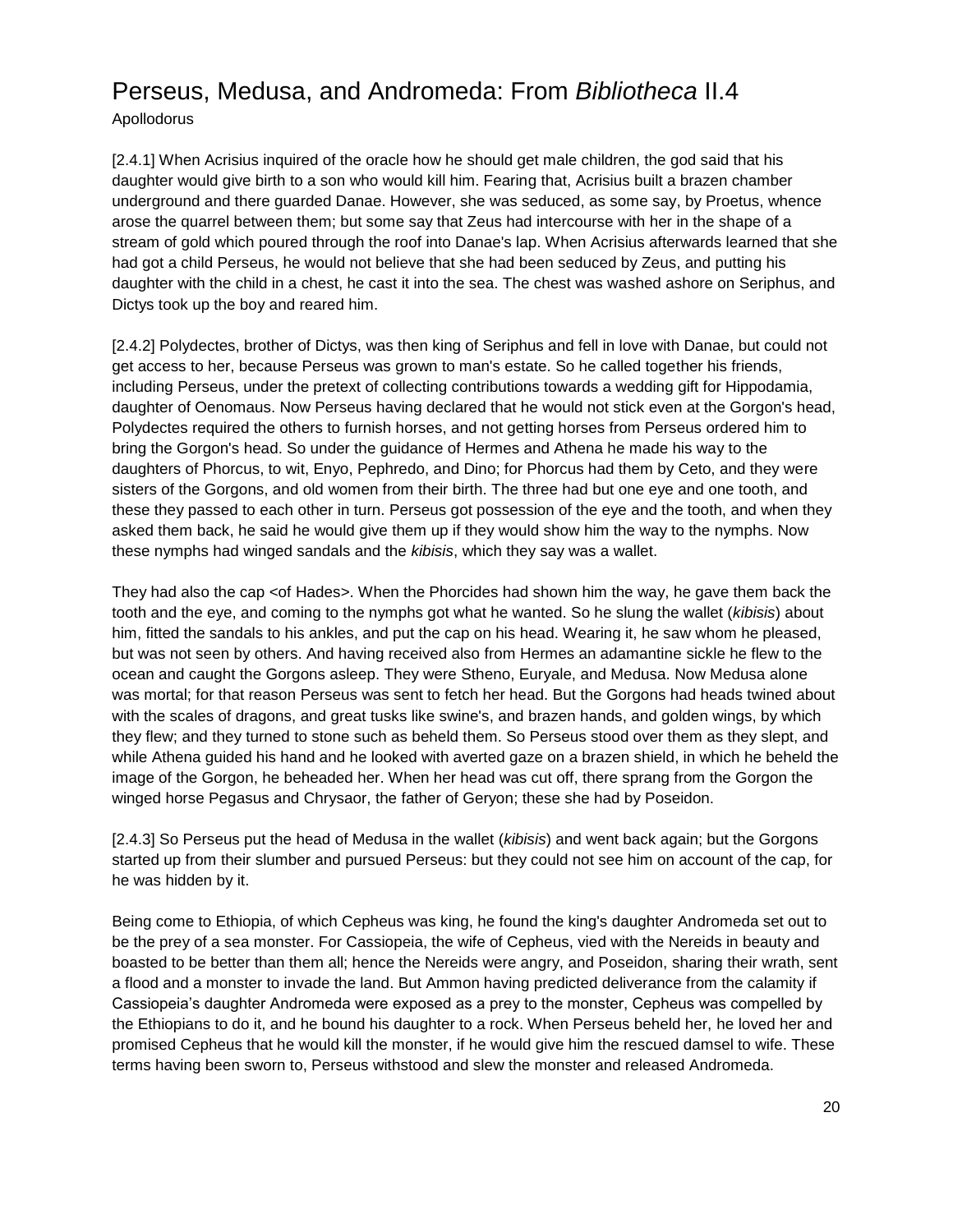# Perseus, Medusa, and Andromeda: From *Bibliotheca* II.4

Apollodorus

[2.4.1] When Acrisius inquired of the oracle how he should get male children, the god said that his daughter would give birth to a son who would kill him. Fearing that, Acrisius built a brazen chamber underground and there guarded Danae. However, she was seduced, as some say, by Proetus, whence arose the quarrel between them; but some say that Zeus had intercourse with her in the shape of a stream of gold which poured through the roof into Danae's lap. When Acrisius afterwards learned that she had got a child Perseus, he would not believe that she had been seduced by Zeus, and putting his daughter with the child in a chest, he cast it into the sea. The chest was washed ashore on Seriphus, and Dictys took up the boy and reared him.

[2.4.2] Polydectes, brother of Dictys, was then king of Seriphus and fell in love with Danae, but could not get access to her, because Perseus was grown to man's estate. So he called together his friends, including Perseus, under the pretext of collecting contributions towards a wedding gift for Hippodamia, daughter of Oenomaus. Now Perseus having declared that he would not stick even at the Gorgon's head, Polydectes required the others to furnish horses, and not getting horses from Perseus ordered him to bring the Gorgon's head. So under the guidance of Hermes and Athena he made his way to the daughters of Phorcus, to wit, Enyo, Pephredo, and Dino; for Phorcus had them by Ceto, and they were sisters of the Gorgons, and old women from their birth. The three had but one eye and one tooth, and these they passed to each other in turn. Perseus got possession of the eye and the tooth, and when they asked them back, he said he would give them up if they would show him the way to the nymphs. Now these nymphs had winged sandals and the *kibisis*, which they say was a wallet.

They had also the cap <of Hades>. When the Phorcides had shown him the way, he gave them back the tooth and the eye, and coming to the nymphs got what he wanted. So he slung the wallet (*kibisis*) about him, fitted the sandals to his ankles, and put the cap on his head. Wearing it, he saw whom he pleased, but was not seen by others. And having received also from Hermes an adamantine sickle he flew to the ocean and caught the Gorgons asleep. They were Stheno, Euryale, and Medusa. Now Medusa alone was mortal; for that reason Perseus was sent to fetch her head. But the Gorgons had heads twined about with the scales of dragons, and great tusks like swine's, and brazen hands, and golden wings, by which they flew; and they turned to stone such as beheld them. So Perseus stood over them as they slept, and while Athena guided his hand and he looked with averted gaze on a brazen shield, in which he beheld the image of the Gorgon, he beheaded her. When her head was cut off, there sprang from the Gorgon the winged horse Pegasus and Chrysaor, the father of Geryon; these she had by Poseidon.

[2.4.3] So Perseus put the head of Medusa in the wallet (*kibisis*) and went back again; but the Gorgons started up from their slumber and pursued Perseus: but they could not see him on account of the cap, for he was hidden by it.

Being come to Ethiopia, of which Cepheus was king, he found the king's daughter Andromeda set out to be the prey of a sea monster. For Cassiopeia, the wife of Cepheus, vied with the Nereids in beauty and boasted to be better than them all; hence the Nereids were angry, and Poseidon, sharing their wrath, sent a flood and a monster to invade the land. But Ammon having predicted deliverance from the calamity if Cassiopeia's daughter Andromeda were exposed as a prey to the monster, Cepheus was compelled by the Ethiopians to do it, and he bound his daughter to a rock. When Perseus beheld her, he loved her and promised Cepheus that he would kill the monster, if he would give him the rescued damsel to wife. These terms having been sworn to, Perseus withstood and slew the monster and released Andromeda.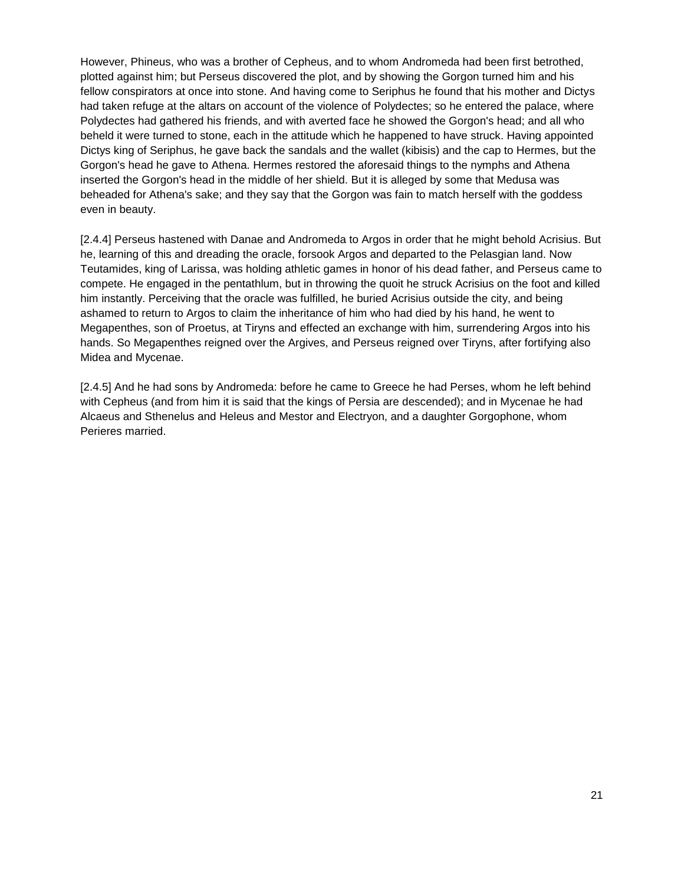However, Phineus, who was a brother of Cepheus, and to whom Andromeda had been first betrothed, plotted against him; but Perseus discovered the plot, and by showing the Gorgon turned him and his fellow conspirators at once into stone. And having come to Seriphus he found that his mother and Dictys had taken refuge at the altars on account of the violence of Polydectes; so he entered the palace, where Polydectes had gathered his friends, and with averted face he showed the Gorgon's head; and all who beheld it were turned to stone, each in the attitude which he happened to have struck. Having appointed Dictys king of Seriphus, he gave back the sandals and the wallet (kibisis) and the cap to Hermes, but the Gorgon's head he gave to Athena. Hermes restored the aforesaid things to the nymphs and Athena inserted the Gorgon's head in the middle of her shield. But it is alleged by some that Medusa was beheaded for Athena's sake; and they say that the Gorgon was fain to match herself with the goddess even in beauty.

[2.4.4] Perseus hastened with Danae and Andromeda to Argos in order that he might behold Acrisius. But he, learning of this and dreading the oracle, forsook Argos and departed to the Pelasgian land. Now Teutamides, king of Larissa, was holding athletic games in honor of his dead father, and Perseus came to compete. He engaged in the pentathlum, but in throwing the quoit he struck Acrisius on the foot and killed him instantly. Perceiving that the oracle was fulfilled, he buried Acrisius outside the city, and being ashamed to return to Argos to claim the inheritance of him who had died by his hand, he went to Megapenthes, son of Proetus, at Tiryns and effected an exchange with him, surrendering Argos into his hands. So Megapenthes reigned over the Argives, and Perseus reigned over Tiryns, after fortifying also Midea and Mycenae.

[2.4.5] And he had sons by Andromeda: before he came to Greece he had Perses, whom he left behind with Cepheus (and from him it is said that the kings of Persia are descended); and in Mycenae he had Alcaeus and Sthenelus and Heleus and Mestor and Electryon, and a daughter Gorgophone, whom Perieres married.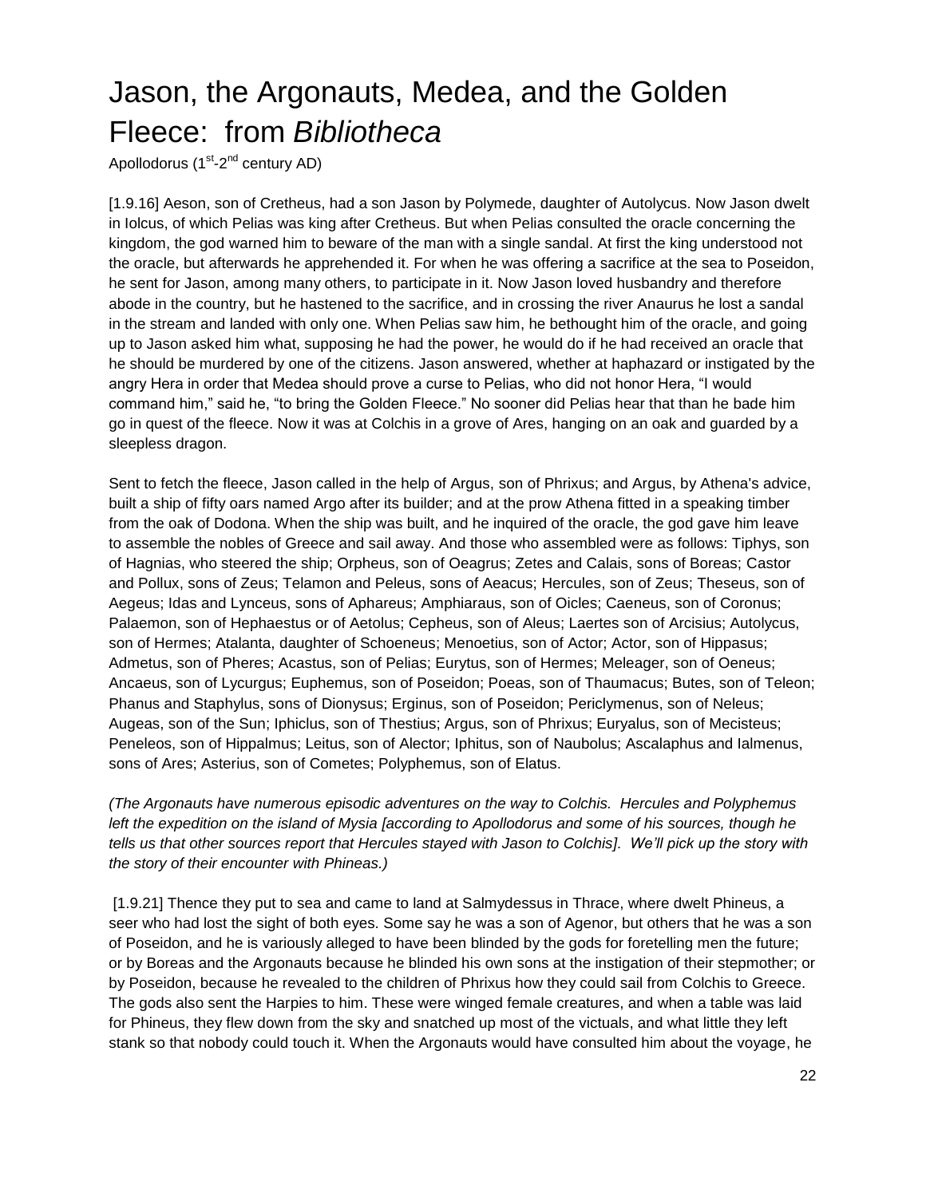# Jason, the Argonauts, Medea, and the Golden Fleece: from *Bibliotheca*

Apollodorus (1st-2nd century AD)

[1.9.16] Aeson, son of Cretheus, had a son Jason by Polymede, daughter of Autolycus. Now Jason dwelt in Iolcus, of which Pelias was king after Cretheus. But when Pelias consulted the oracle concerning the kingdom, the god warned him to beware of the man with a single sandal. At first the king understood not the oracle, but afterwards he apprehended it. For when he was offering a sacrifice at the sea to Poseidon, he sent for Jason, among many others, to participate in it. Now Jason loved husbandry and therefore abode in the country, but he hastened to the sacrifice, and in crossing the river Anaurus he lost a sandal in the stream and landed with only one. When Pelias saw him, he bethought him of the oracle, and going up to Jason asked him what, supposing he had the power, he would do if he had received an oracle that he should be murdered by one of the citizens. Jason answered, whether at haphazard or instigated by the angry Hera in order that Medea should prove a curse to Pelias, who did not honor Hera, "I would command him," said he, "to bring the Golden Fleece." No sooner did Pelias hear that than he bade him go in quest of the fleece. Now it was at Colchis in a grove of Ares, hanging on an oak and guarded by a sleepless dragon.

Sent to fetch the fleece, Jason called in the help of Argus, son of Phrixus; and Argus, by Athena's advice, built a ship of fifty oars named Argo after its builder; and at the prow Athena fitted in a speaking timber from the oak of Dodona. When the ship was built, and he inquired of the oracle, the god gave him leave to assemble the nobles of Greece and sail away. And those who assembled were as follows: Tiphys, son of Hagnias, who steered the ship; Orpheus, son of Oeagrus; Zetes and Calais, sons of Boreas; Castor and Pollux, sons of Zeus; Telamon and Peleus, sons of Aeacus; Hercules, son of Zeus; Theseus, son of Aegeus; Idas and Lynceus, sons of Aphareus; Amphiaraus, son of Oicles; Caeneus, son of Coronus; Palaemon, son of Hephaestus or of Aetolus; Cepheus, son of Aleus; Laertes son of Arcisius; Autolycus, son of Hermes; Atalanta, daughter of Schoeneus; Menoetius, son of Actor; Actor, son of Hippasus; Admetus, son of Pheres; Acastus, son of Pelias; Eurytus, son of Hermes; Meleager, son of Oeneus; Ancaeus, son of Lycurgus; Euphemus, son of Poseidon; Poeas, son of Thaumacus; Butes, son of Teleon; Phanus and Staphylus, sons of Dionysus; Erginus, son of Poseidon; Periclymenus, son of Neleus; Augeas, son of the Sun; Iphiclus, son of Thestius; Argus, son of Phrixus; Euryalus, son of Mecisteus; Peneleos, son of Hippalmus; Leitus, son of Alector; Iphitus, son of Naubolus; Ascalaphus and Ialmenus, sons of Ares; Asterius, son of Cometes; Polyphemus, son of Elatus.

*(The Argonauts have numerous episodic adventures on the way to Colchis. Hercules and Polyphemus left the expedition on the island of Mysia [according to Apollodorus and some of his sources, though he tells us that other sources report that Hercules stayed with Jason to Colchis]. We'll pick up the story with the story of their encounter with Phineas.)*

[1.9.21] Thence they put to sea and came to land at Salmydessus in Thrace, where dwelt Phineus, a seer who had lost the sight of both eyes. Some say he was a son of Agenor, but others that he was a son of Poseidon, and he is variously alleged to have been blinded by the gods for foretelling men the future; or by Boreas and the Argonauts because he blinded his own sons at the instigation of their stepmother; or by Poseidon, because he revealed to the children of Phrixus how they could sail from Colchis to Greece. The gods also sent the Harpies to him. These were winged female creatures, and when a table was laid for Phineus, they flew down from the sky and snatched up most of the victuals, and what little they left stank so that nobody could touch it. When the Argonauts would have consulted him about the voyage, he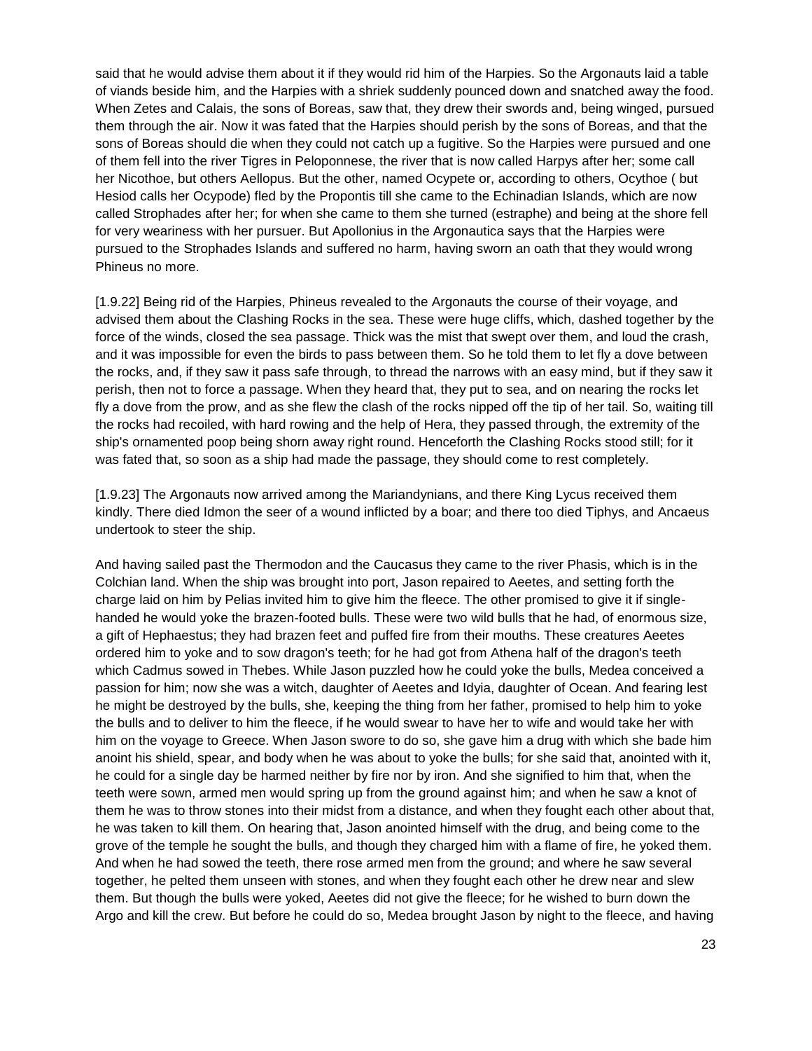said that he would advise them about it if they would rid him of the Harpies. So the Argonauts laid a table of viands beside him, and the Harpies with a shriek suddenly pounced down and snatched away the food. When Zetes and Calais, the sons of Boreas, saw that, they drew their swords and, being winged, pursued them through the air. Now it was fated that the Harpies should perish by the sons of Boreas, and that the sons of Boreas should die when they could not catch up a fugitive. So the Harpies were pursued and one of them fell into the river Tigres in Peloponnese, the river that is now called Harpys after her; some call her Nicothoe, but others Aellopus. But the other, named Ocypete or, according to others, Ocythoe ( but Hesiod calls her Ocypode) fled by the Propontis till she came to the Echinadian Islands, which are now called Strophades after her; for when she came to them she turned (estraphe) and being at the shore fell for very weariness with her pursuer. But Apollonius in the Argonautica says that the Harpies were pursued to the Strophades Islands and suffered no harm, having sworn an oath that they would wrong Phineus no more.

[1.9.22] Being rid of the Harpies, Phineus revealed to the Argonauts the course of their voyage, and advised them about the Clashing Rocks in the sea. These were huge cliffs, which, dashed together by the force of the winds, closed the sea passage. Thick was the mist that swept over them, and loud the crash, and it was impossible for even the birds to pass between them. So he told them to let fly a dove between the rocks, and, if they saw it pass safe through, to thread the narrows with an easy mind, but if they saw it perish, then not to force a passage. When they heard that, they put to sea, and on nearing the rocks let fly a dove from the prow, and as she flew the clash of the rocks nipped off the tip of her tail. So, waiting till the rocks had recoiled, with hard rowing and the help of Hera, they passed through, the extremity of the ship's ornamented poop being shorn away right round. Henceforth the Clashing Rocks stood still; for it was fated that, so soon as a ship had made the passage, they should come to rest completely.

[1.9.23] The Argonauts now arrived among the Mariandynians, and there King Lycus received them kindly. There died Idmon the seer of a wound inflicted by a boar; and there too died Tiphys, and Ancaeus undertook to steer the ship.

And having sailed past the Thermodon and the Caucasus they came to the river Phasis, which is in the Colchian land. When the ship was brought into port, Jason repaired to Aeetes, and setting forth the charge laid on him by Pelias invited him to give him the fleece. The other promised to give it if single-handed he would yoke the brazen-footed bulls. These were two wild bulls that he had, of enormous size, a gift of Hephaestus; they had brazen feet and puffed fire from their mouths. These creatures Aeetes ordered him to yoke and to sow dragon's teeth; for he had got from Athena half of the dragon's teeth which Cadmus sowed in Thebes. While Jason puzzled how he could yoke the bulls, Medea conceived a passion for him; now she was a witch, daughter of Aeetes and Idyia, daughter of Ocean. And fearing lest he might be destroyed by the bulls, she, keeping the thing from her father, promised to help him to yoke the bulls and to deliver to him the fleece, if he would swear to have her to wife and would take her with him on the voyage to Greece. When Jason swore to do so, she gave him a drug with which she bade him anoint his shield, spear, and body when he was about to yoke the bulls; for she said that, anointed with it, he could for a single day be harmed neither by fire nor by iron. And she signified to him that, when the teeth were sown, armed men would spring up from the ground against him; and when he saw a knot of them he was to throw stones into their midst from a distance, and when they fought each other about that, he was taken to kill them. On hearing that, Jason anointed himself with the drug, and being come to the grove of the temple he sought the bulls, and though they charged him with a flame of fire, he yoked them. And when he had sowed the teeth, there rose armed men from the ground; and where he saw several together, he pelted them unseen with stones, and when they fought each other he drew near and slew them. But though the bulls were yoked, Aeetes did not give the fleece; for he wished to burn down the Argo and kill the crew. But before he could do so, Medea brought Jason by night to the fleece, and having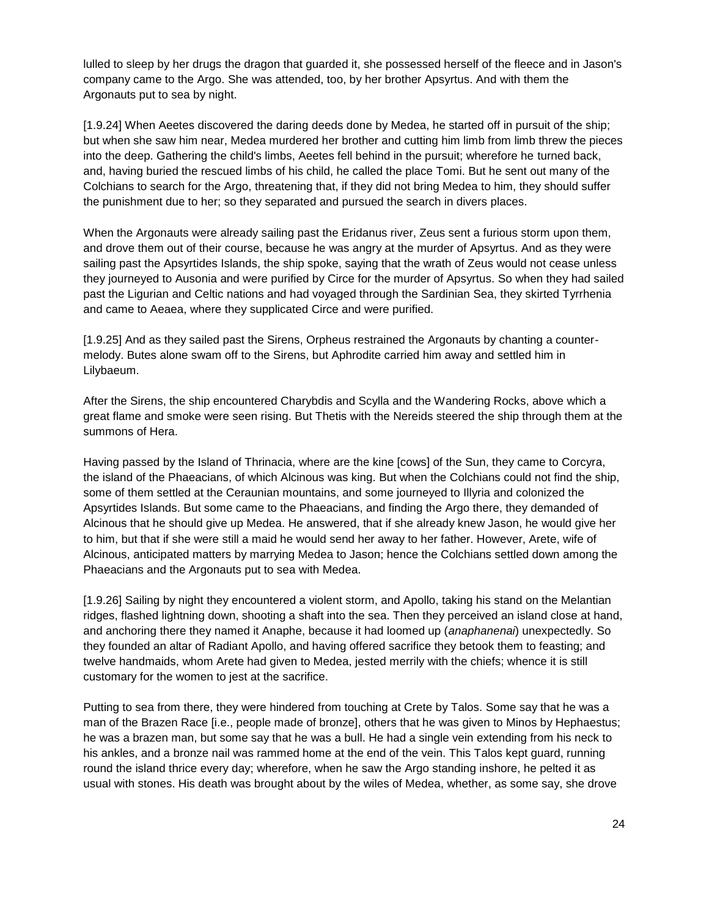lulled to sleep by her drugs the dragon that guarded it, she possessed herself of the fleece and in Jason's company came to the Argo. She was attended, too, by her brother Apsyrtus. And with them the Argonauts put to sea by night.

[1.9.24] When Aeetes discovered the daring deeds done by Medea, he started off in pursuit of the ship; but when she saw him near, Medea murdered her brother and cutting him limb from limb threw the pieces into the deep. Gathering the child's limbs, Aeetes fell behind in the pursuit; wherefore he turned back, and, having buried the rescued limbs of his child, he called the place Tomi. But he sent out many of the Colchians to search for the Argo, threatening that, if they did not bring Medea to him, they should suffer the punishment due to her; so they separated and pursued the search in divers places.

When the Argonauts were already sailing past the Eridanus river, Zeus sent a furious storm upon them, and drove them out of their course, because he was angry at the murder of Apsyrtus. And as they were sailing past the Apsyrtides Islands, the ship spoke, saying that the wrath of Zeus would not cease unless they journeyed to Ausonia and were purified by Circe for the murder of Apsyrtus. So when they had sailed past the Ligurian and Celtic nations and had voyaged through the Sardinian Sea, they skirted Tyrrhenia and came to Aeaea, where they supplicated Circe and were purified.

[1.9.25] And as they sailed past the Sirens, Orpheus restrained the Argonauts by chanting a counter-melody. Butes alone swam off to the Sirens, but Aphrodite carried him away and settled him in Lilybaeum.

After the Sirens, the ship encountered Charybdis and Scylla and the Wandering Rocks, above which a great flame and smoke were seen rising. But Thetis with the Nereids steered the ship through them at the summons of Hera.

Having passed by the Island of Thrinacia, where are the kine [cows] of the Sun, they came to Corcyra, the island of the Phaeacians, of which Alcinous was king. But when the Colchians could not find the ship, some of them settled at the Ceraunian mountains, and some journeyed to Illyria and colonized the Apsyrtides Islands. But some came to the Phaeacians, and finding the Argo there, they demanded of Alcinous that he should give up Medea. He answered, that if she already knew Jason, he would give her to him, but that if she were still a maid he would send her away to her father. However, Arete, wife of Alcinous, anticipated matters by marrying Medea to Jason; hence the Colchians settled down among the Phaeacians and the Argonauts put to sea with Medea.

[1.9.26] Sailing by night they encountered a violent storm, and Apollo, taking his stand on the Melantian ridges, flashed lightning down, shooting a shaft into the sea. Then they perceived an island close at hand, and anchoring there they named it Anaphe, because it had loomed up (*anaphanenai*) unexpectedly. So they founded an altar of Radiant Apollo, and having offered sacrifice they betook them to feasting; and twelve handmaids, whom Arete had given to Medea, jested merrily with the chiefs; whence it is still customary for the women to jest at the sacrifice.

Putting to sea from there, they were hindered from touching at Crete by Talos. Some say that he was a man of the Brazen Race [i.e., people made of bronze], others that he was given to Minos by Hephaestus; he was a brazen man, but some say that he was a bull. He had a single vein extending from his neck to his ankles, and a bronze nail was rammed home at the end of the vein. This Talos kept guard, running round the island thrice every day; wherefore, when he saw the Argo standing inshore, he pelted it as usual with stones. His death was brought about by the wiles of Medea, whether, as some say, she drove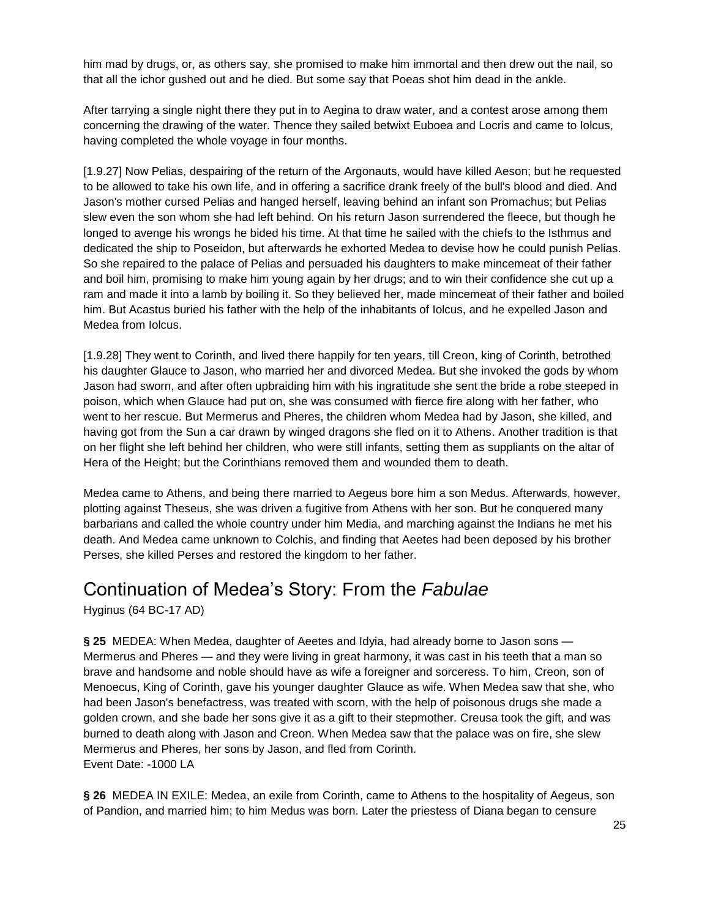him mad by drugs, or, as others say, she promised to make him immortal and then drew out the nail, so that all the ichor gushed out and he died. But some say that Poeas shot him dead in the ankle.

After tarrying a single night there they put in to Aegina to draw water, and a contest arose among them concerning the drawing of the water. Thence they sailed betwixt Euboea and Locris and came to Iolcus, having completed the whole voyage in four months.

[1.9.27] Now Pelias, despairing of the return of the Argonauts, would have killed Aeson; but he requested to be allowed to take his own life, and in offering a sacrifice drank freely of the bull's blood and died. And Jason's mother cursed Pelias and hanged herself, leaving behind an infant son Promachus; but Pelias slew even the son whom she had left behind. On his return Jason surrendered the fleece, but though he longed to avenge his wrongs he bided his time. At that time he sailed with the chiefs to the Isthmus and dedicated the ship to Poseidon, but afterwards he exhorted Medea to devise how he could punish Pelias. So she repaired to the palace of Pelias and persuaded his daughters to make mincemeat of their father and boil him, promising to make him young again by her drugs; and to win their confidence she cut up a ram and made it into a lamb by boiling it. So they believed her, made mincemeat of their father and boiled him. But Acastus buried his father with the help of the inhabitants of Iolcus, and he expelled Jason and Medea from Iolcus.

[1.9.28] They went to Corinth, and lived there happily for ten years, till Creon, king of Corinth, betrothed his daughter Glauce to Jason, who married her and divorced Medea. But she invoked the gods by whom Jason had sworn, and after often upbraiding him with his ingratitude she sent the bride a robe steeped in poison, which when Glauce had put on, she was consumed with fierce fire along with her father, who went to her rescue. But Mermerus and Pheres, the children whom Medea had by Jason, she killed, and having got from the Sun a car drawn by winged dragons she fled on it to Athens. Another tradition is that on her flight she left behind her children, who were still infants, setting them as suppliants on the altar of Hera of the Height; but the Corinthians removed them and wounded them to death.

Medea came to Athens, and being there married to Aegeus bore him a son Medus. Afterwards, however, plotting against Theseus, she was driven a fugitive from Athens with her son. But he conquered many barbarians and called the whole country under him Media, and marching against the Indians he met his death. And Medea came unknown to Colchis, and finding that Aeetes had been deposed by his brother Perses, she killed Perses and restored the kingdom to her father.

## Continuation of Medea's Story: From the *Fabulae*

Hyginus (64 BC-17 AD)

**§ 25** MEDEA: When Medea, daughter of Aeetes and Idyia, had already borne to Jason sons — Mermerus and Pheres — and they were living in great harmony, it was cast in his teeth that a man so brave and handsome and noble should have as wife a foreigner and sorceress. To him, Creon, son of Menoecus, King of Corinth, gave his younger daughter Glauce as wife. When Medea saw that she, who had been Jason's benefactress, was treated with scorn, with the help of poisonous drugs she made a golden crown, and she bade her sons give it as a gift to their stepmother. Creusa took the gift, and was burned to death along with Jason and Creon. When Medea saw that the palace was on fire, she slew Mermerus and Pheres, her sons by Jason, and fled from Corinth.
Event Date: -1000 LA

**§ 26** MEDEA IN EXILE: Medea, an exile from Corinth, came to Athens to the hospitality of Aegeus, son of Pandion, and married him; to him Medus was born. Later the priestess of Diana began to censure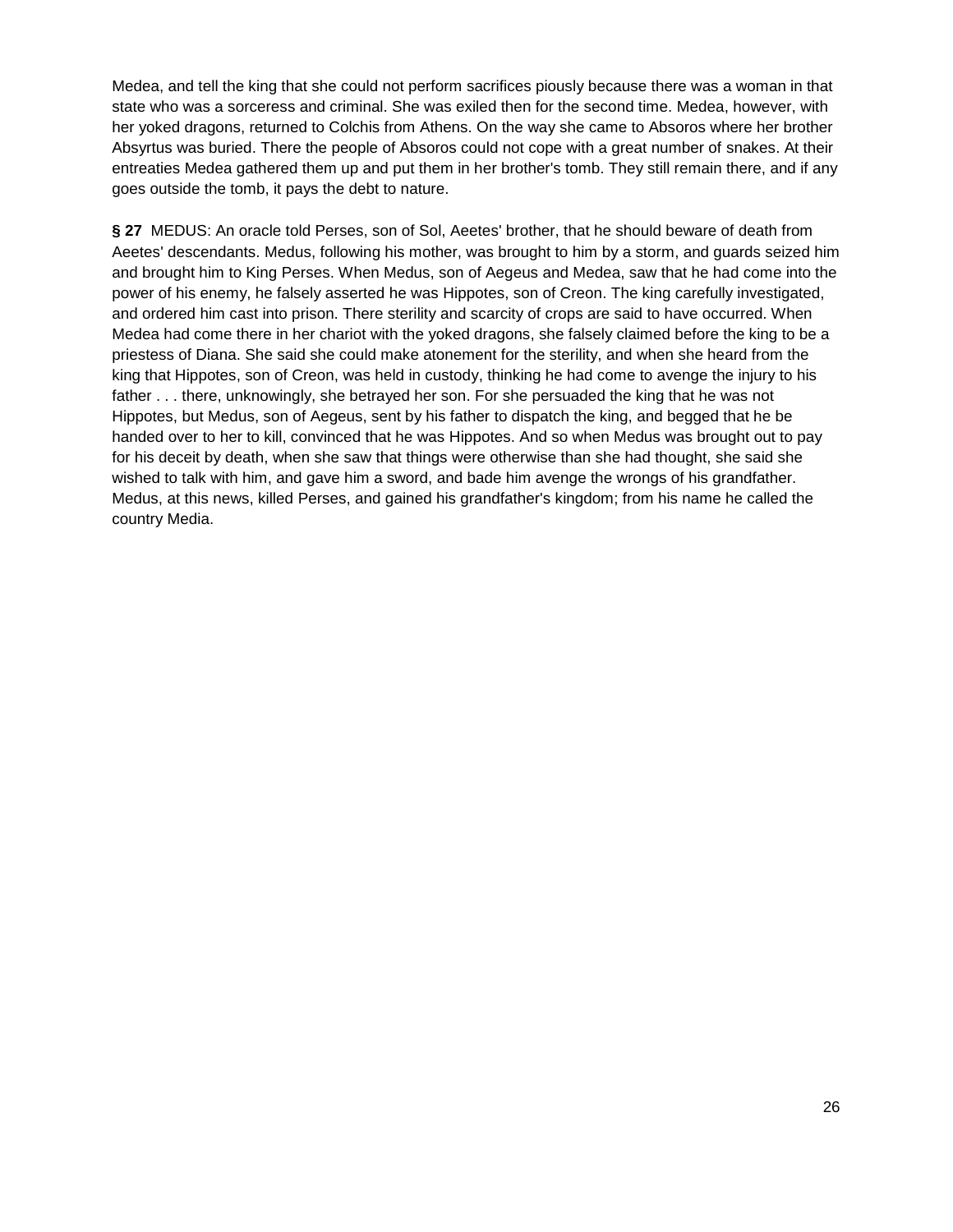Medea, and tell the king that she could not perform sacrifices piously because there was a woman in that state who was a sorceress and criminal. She was exiled then for the second time. Medea, however, with her yoked dragons, returned to Colchis from Athens. On the way she came to Absoros where her brother Absyrtus was buried. There the people of Absoros could not cope with a great number of snakes. At their entreaties Medea gathered them up and put them in her brother's tomb. They still remain there, and if any goes outside the tomb, it pays the debt to nature.

**§ 27** MEDUS: An oracle told Perses, son of Sol, Aeetes' brother, that he should beware of death from Aeetes' descendants. Medus, following his mother, was brought to him by a storm, and guards seized him and brought him to King Perses. When Medus, son of Aegeus and Medea, saw that he had come into the power of his enemy, he falsely asserted he was Hippotes, son of Creon. The king carefully investigated, and ordered him cast into prison. There sterility and scarcity of crops are said to have occurred. When Medea had come there in her chariot with the yoked dragons, she falsely claimed before the king to be a priestess of Diana. She said she could make atonement for the sterility, and when she heard from the king that Hippotes, son of Creon, was held in custody, thinking he had come to avenge the injury to his father . . . there, unknowingly, she betrayed her son. For she persuaded the king that he was not Hippotes, but Medus, son of Aegeus, sent by his father to dispatch the king, and begged that he be handed over to her to kill, convinced that he was Hippotes. And so when Medus was brought out to pay for his deceit by death, when she saw that things were otherwise than she had thought, she said she wished to talk with him, and gave him a sword, and bade him avenge the wrongs of his grandfather. Medus, at this news, killed Perses, and gained his grandfather's kingdom; from his name he called the country Media.